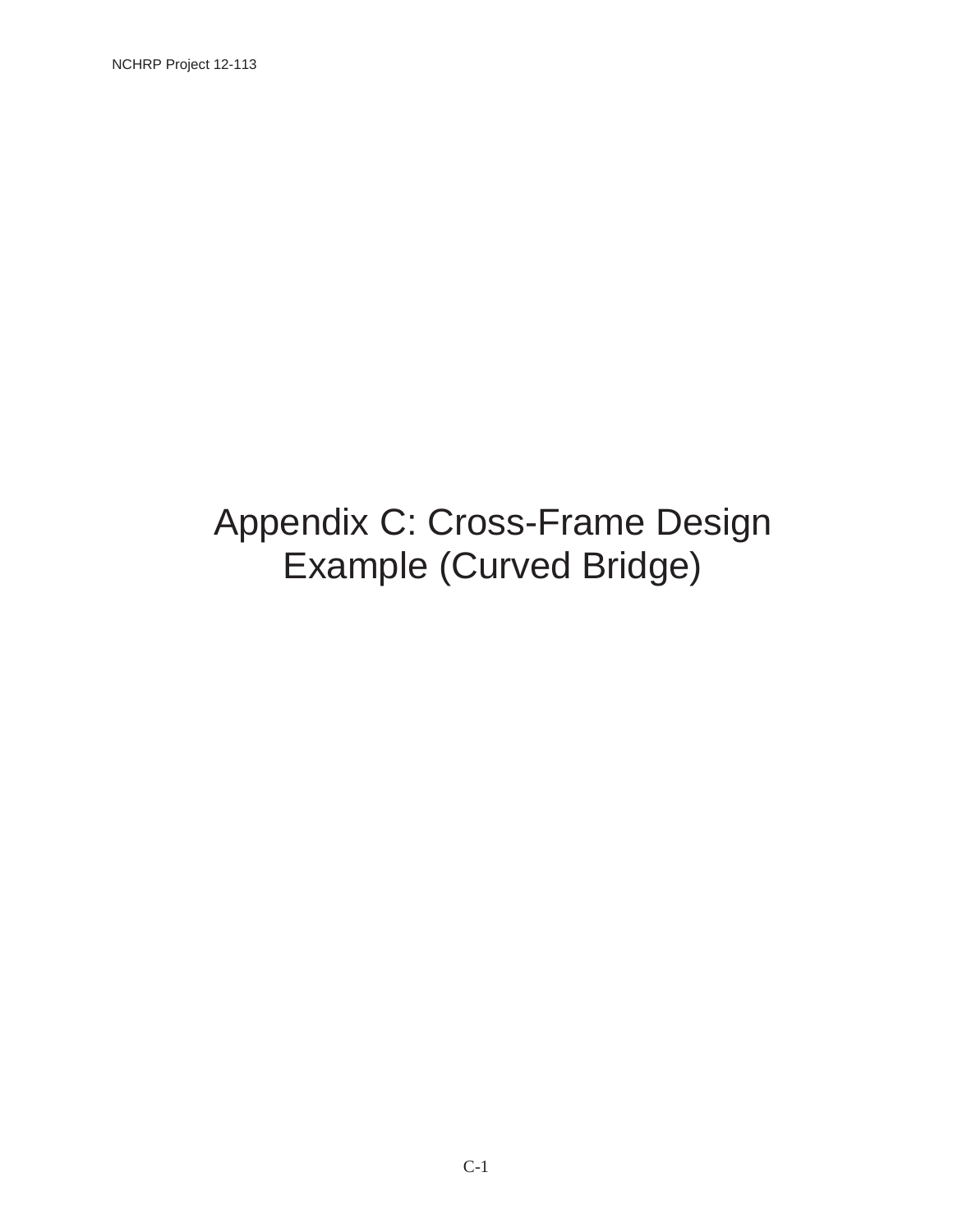# Appendix C: Cross-Frame Design Example (Curved Bridge)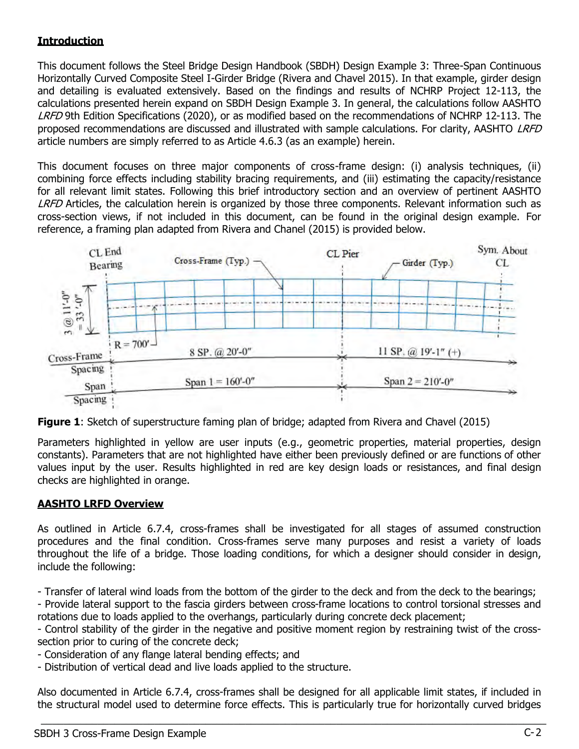## Introduction

This document follows the Steel Bridge Design Handbook (SBDH) Design Example 3: Three-Span Continuous Horizontally Curved Composite Steel I-Girder Bridge (Rivera and Chavel 2015). In that example, girder design and detailing is evaluated extensively. Based on the findings and results of NCHRP Project 12-113, the calculations presented herein expand on SBDH Design Example 3. In general, the calculations follow AASHTO *LRFD* 9th Edition Specifications (2020), or as modified based on the recommendations of NCHRP 12-113. The proposed recommendations are discussed and illustrated with sample calculations. For clarity, AASHTO *LRFD* article numbers are simply referred to as Article 4.6.3 (as an example) herein.

This document focuses on three major components of cross-frame design: (i) analysis techniques, (ii) combining force effects including stability bracing requirements, and (iii) estimating the capacity/resistance for all relevant limit states. Following this brief introductory section and an overview of pertinent AASHTO *LRFD* Articles, the calculation herein is organized by those three components. Relevant information such as cross-section views, if not included in this document, can be found in the original design example. For reference, a framing plan adapted from Rivera and Chanel (2015) is provided below.

**Figure 1**: Sketch of superstructure faming plan of bridge; adapted from Rivera and Chavel (2015)

Parameters highlighted in yellow are user inputs (e.g., geometric properties, material properties, design constants). Parameters that are not highlighted have either been previously defined or are functions of other values input by the user. Results highlighted in red are key design loads or resistances, and final design checks are highlighted in orange.

## AASHTO LRFD Overview

As outlined in Article 6.7.4, cross-frames shall be investigated for all stages of assumed construction procedures and the final condition. Cross-frames serve many purposes and resist a variety of loads throughout the life of a bridge. Those loading conditions, for which a designer should consider in design, include the following:

- Transfer of lateral wind loads from the bottom of the girder to the deck and from the deck to the bearings;
- Provide lateral support to the fascia girders between cross-frame locations to control torsional stresses and rotations due to loads applied to the overhangs, particularly during concrete deck placement;
- Control stability of the girder in the negative and positive moment region by restraining twist of the cross-section prior to curing of the concrete deck;
- Consideration of any flange lateral bending effects; and
- Distribution of vertical dead and live loads applied to the structure.

Also documented in Article 6.7.4, cross-frames shall be designed for all applicable limit states, if included in the structural model used to determine force effects. This is particularly true for horizontally curved bridges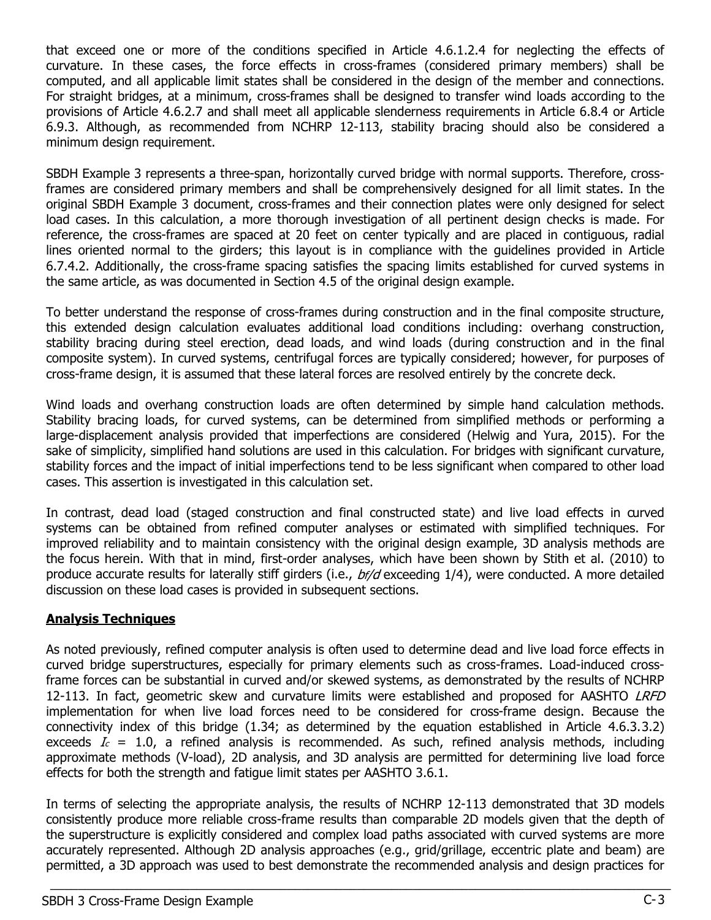that exceed one or more of the conditions specified in Article 4.6.1.2.4 for neglecting the effects of curvature. In these cases, the force effects in cross-frames (considered primary members) shall be computed, and all applicable limit states shall be considered in the design of the member and connections. For straight bridges, at a minimum, cross-frames shall be designed to transfer wind loads according to the provisions of Article 4.6.2.7 and shall meet all applicable slenderness requirements in Article 6.8.4 or Article 6.9.3. Although, as recommended from NCHRP 12-113, stability bracing should also be considered a minimum design requirement.

SBDH Example 3 represents a three-span, horizontally curved bridge with normal supports. Therefore, cross-frames are considered primary members and shall be comprehensively designed for all limit states. In the original SBDH Example 3 document, cross-frames and their connection plates were only designed for select load cases. In this calculation, a more thorough investigation of all pertinent design checks is made. For reference, the cross-frames are spaced at 20 feet on center typically and are placed in contiguous, radial lines oriented normal to the girders; this layout is in compliance with the guidelines provided in Article 6.7.4.2. Additionally, the cross-frame spacing satisfies the spacing limits established for curved systems in the same article, as was documented in Section 4.5 of the original design example.

To better understand the response of cross-frames during construction and in the final composite structure, this extended design calculation evaluates additional load conditions including: overhang construction, stability bracing during steel erection, dead loads, and wind loads (during construction and in the final composite system). In curved systems, centrifugal forces are typically considered; however, for purposes of cross-frame design, it is assumed that these lateral forces are resolved entirely by the concrete deck.

Wind loads and overhang construction loads are often determined by simple hand calculation methods. Stability bracing loads, for curved systems, can be determined from simplified methods or performing a large-displacement analysis provided that imperfections are considered (Helwig and Yura, 2015). For the sake of simplicity, simplified hand solutions are used in this calculation. For bridges with significant curvature, stability forces and the impact of initial imperfections tend to be less significant when compared to other load cases. This assertion is investigated in this calculation set.

In contrast, dead load (staged construction and final constructed state) and live load effects in curved systems can be obtained from refined computer analyses or estimated with simplified techniques. For improved reliability and to maintain consistency with the original design example, 3D analysis methods are the focus herein. With that in mind, first-order analyses, which have been shown by Stith et al. (2010) to produce accurate results for laterally stiff girders (i.e., $b_f/d$ exceeding 1/4), were conducted. A more detailed discussion on these load cases is provided in subsequent sections.

## Analysis Techniques

As noted previously, refined computer analysis is often used to determine dead and live load force effects in curved bridge superstructures, especially for primary elements such as cross-frames. Load-induced cross-frame forces can be substantial in curved and/or skewed systems, as demonstrated by the results of NCHRP 12-113. In fact, geometric skew and curvature limits were established and proposed for AASHTO *LRFD* implementation for when live load forces need to be considered for cross-frame design. Because the connectivity index of this bridge (1.34; as determined by the equation established in Article 4.6.3.3.2) exceeds $I_c$ = 1.0, a refined analysis is recommended. As such, refined analysis methods, including approximate methods (V-load), 2D analysis, and 3D analysis are permitted for determining live load force effects for both the strength and fatigue limit states per AASHTO 3.6.1.

In terms of selecting the appropriate analysis, the results of NCHRP 12-113 demonstrated that 3D models consistently produce more reliable cross-frame results than comparable 2D models given that the depth of the superstructure is explicitly considered and complex load paths associated with curved systems are more accurately represented. Although 2D analysis approaches (e.g., grid/grillage, eccentric plate and beam) are permitted, a 3D approach was used to best demonstrate the recommended analysis and design practices for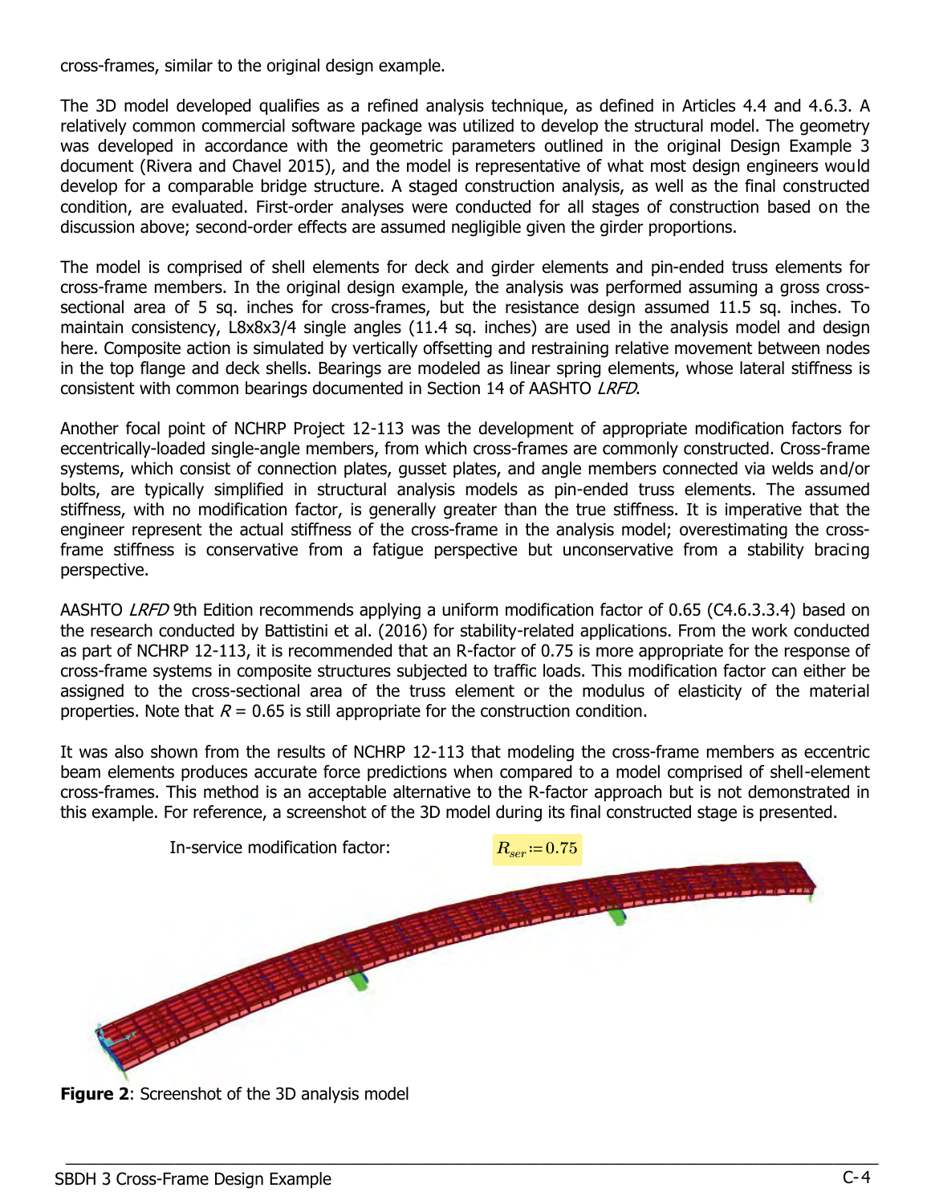cross-frames, similar to the original design example.

The 3D model developed qualifies as a refined analysis technique, as defined in Articles 4.4 and 4.6.3. A relatively common commercial software package was utilized to develop the structural model. The geometry was developed in accordance with the geometric parameters outlined in the original Design Example 3 document (Rivera and Chavel 2015), and the model is representative of what most design engineers would develop for a comparable bridge structure. A staged construction analysis, as well as the final constructed condition, are evaluated. First-order analyses were conducted for all stages of construction based on the discussion above; second-order effects are assumed negligible given the girder proportions.

The model is comprised of shell elements for deck and girder elements and pin-ended truss elements for cross-frame members. In the original design example, the analysis was performed assuming a gross cross-sectional area of 5 sq. inches for cross-frames, but the resistance design assumed 11.5 sq. inches. To maintain consistency, L8x8x3/4 single angles (11.4 sq. inches) are used in the analysis model and design here. Composite action is simulated by vertically offsetting and restraining relative movement between nodes in the top flange and deck shells. Bearings are modeled as linear spring elements, whose lateral stiffness is consistent with common bearings documented in Section 14 of AASHTO *LRFD*.

Another focal point of NCHRP Project 12-113 was the development of appropriate modification factors for eccentrically-loaded single-angle members, from which cross-frames are commonly constructed. Cross-frame systems, which consist of connection plates, gusset plates, and angle members connected via welds and/or bolts, are typically simplified in structural analysis models as pin-ended truss elements. The assumed stiffness, with no modification factor, is generally greater than the true stiffness. It is imperative that the engineer represent the actual stiffness of the cross-frame in the analysis model; overestimating the cross-frame stiffness is conservative from a fatigue perspective but unconservative from a stability bracing perspective.

AASHTO *LRFD* 9th Edition recommends applying a uniform modification factor of 0.65 (C4.6.3.3.4) based on the research conducted by Battistini et al. (2016) for stability-related applications. From the work conducted as part of NCHRP 12-113, it is recommended that an R-factor of 0.75 is more appropriate for the response of cross-frame systems in composite structures subjected to traffic loads. This modification factor can either be assigned to the cross-sectional area of the truss element or the modulus of elasticity of the material properties. Note that $R = 0.65$ is still appropriate for the construction condition.

It was also shown from the results of NCHRP 12-113 that modeling the cross-frame members as eccentric beam elements produces accurate force predictions when compared to a model comprised of shell-element cross-frames. This method is an acceptable alternative to the R-factor approach but is not demonstrated in this example. For reference, a screenshot of the 3D model during its final constructed stage is presented.

In-service modification factor: $R_{ser} := 0.75$

**Figure 2**: Screenshot of the 3D analysis model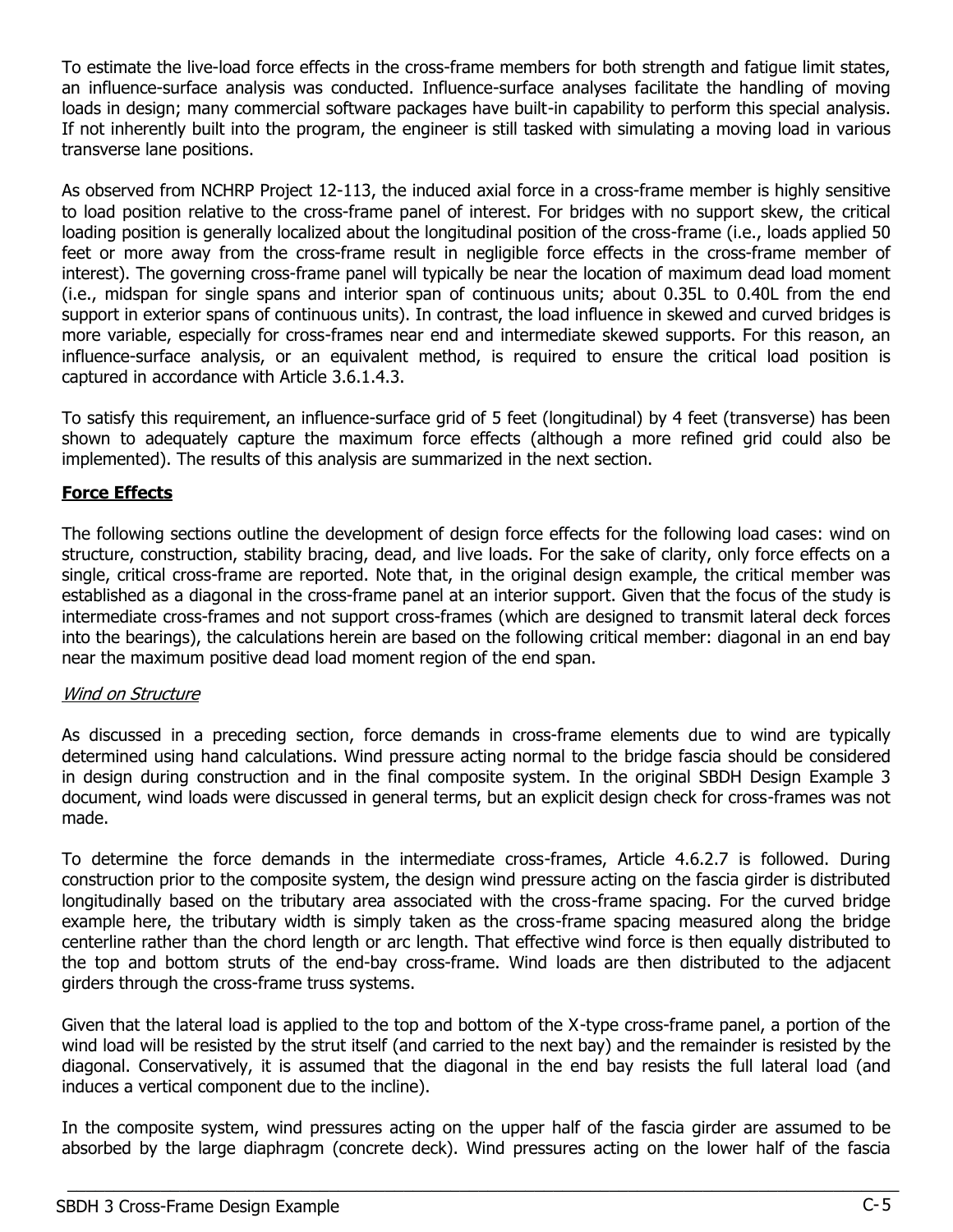To estimate the live-load force effects in the cross-frame members for both strength and fatigue limit states, an influence-surface analysis was conducted. Influence-surface analyses facilitate the handling of moving loads in design; many commercial software packages have built-in capability to perform this special analysis. If not inherently built into the program, the engineer is still tasked with simulating a moving load in various transverse lane positions.

As observed from NCHRP Project 12-113, the induced axial force in a cross-frame member is highly sensitive to load position relative to the cross-frame panel of interest. For bridges with no support skew, the critical loading position is generally localized about the longitudinal position of the cross-frame (i.e., loads applied 50 feet or more away from the cross-frame result in negligible force effects in the cross-frame member of interest). The governing cross-frame panel will typically be near the location of maximum dead load moment (i.e., midspan for single spans and interior span of continuous units; about 0.35L to 0.40L from the end support in exterior spans of continuous units). In contrast, the load influence in skewed and curved bridges is more variable, especially for cross-frames near end and intermediate skewed supports. For this reason, an influence-surface analysis, or an equivalent method, is required to ensure the critical load position is captured in accordance with Article 3.6.1.4.3.

To satisfy this requirement, an influence-surface grid of 5 feet (longitudinal) by 4 feet (transverse) has been shown to adequately capture the maximum force effects (although a more refined grid could also be implemented). The results of this analysis are summarized in the next section.

## Force Effects

The following sections outline the development of design force effects for the following load cases: wind on structure, construction, stability bracing, dead, and live loads. For the sake of clarity, only force effects on a single, critical cross-frame are reported. Note that, in the original design example, the critical member was established as a diagonal in the cross-frame panel at an interior support. Given that the focus of the study is intermediate cross-frames and not support cross-frames (which are designed to transmit lateral deck forces into the bearings), the calculations herein are based on the following critical member: diagonal in an end bay near the maximum positive dead load moment region of the end span.

### *Wind on Structure*

As discussed in a preceding section, force demands in cross-frame elements due to wind are typically determined using hand calculations. Wind pressure acting normal to the bridge fascia should be considered in design during construction and in the final composite system. In the original SBDH Design Example 3 document, wind loads were discussed in general terms, but an explicit design check for cross-frames was not made.

To determine the force demands in the intermediate cross-frames, Article 4.6.2.7 is followed. During construction prior to the composite system, the design wind pressure acting on the fascia girder is distributed longitudinally based on the tributary area associated with the cross-frame spacing. For the curved bridge example here, the tributary width is simply taken as the cross-frame spacing measured along the bridge centerline rather than the chord length or arc length. That effective wind force is then equally distributed to the top and bottom struts of the end-bay cross-frame. Wind loads are then distributed to the adjacent girders through the cross-frame truss systems.

Given that the lateral load is applied to the top and bottom of the X-type cross-frame panel, a portion of the wind load will be resisted by the strut itself (and carried to the next bay) and the remainder is resisted by the diagonal. Conservatively, it is assumed that the diagonal in the end bay resists the full lateral load (and induces a vertical component due to the incline).

In the composite system, wind pressures acting on the upper half of the fascia girder are assumed to be absorbed by the large diaphragm (concrete deck). Wind pressures acting on the lower half of the fascia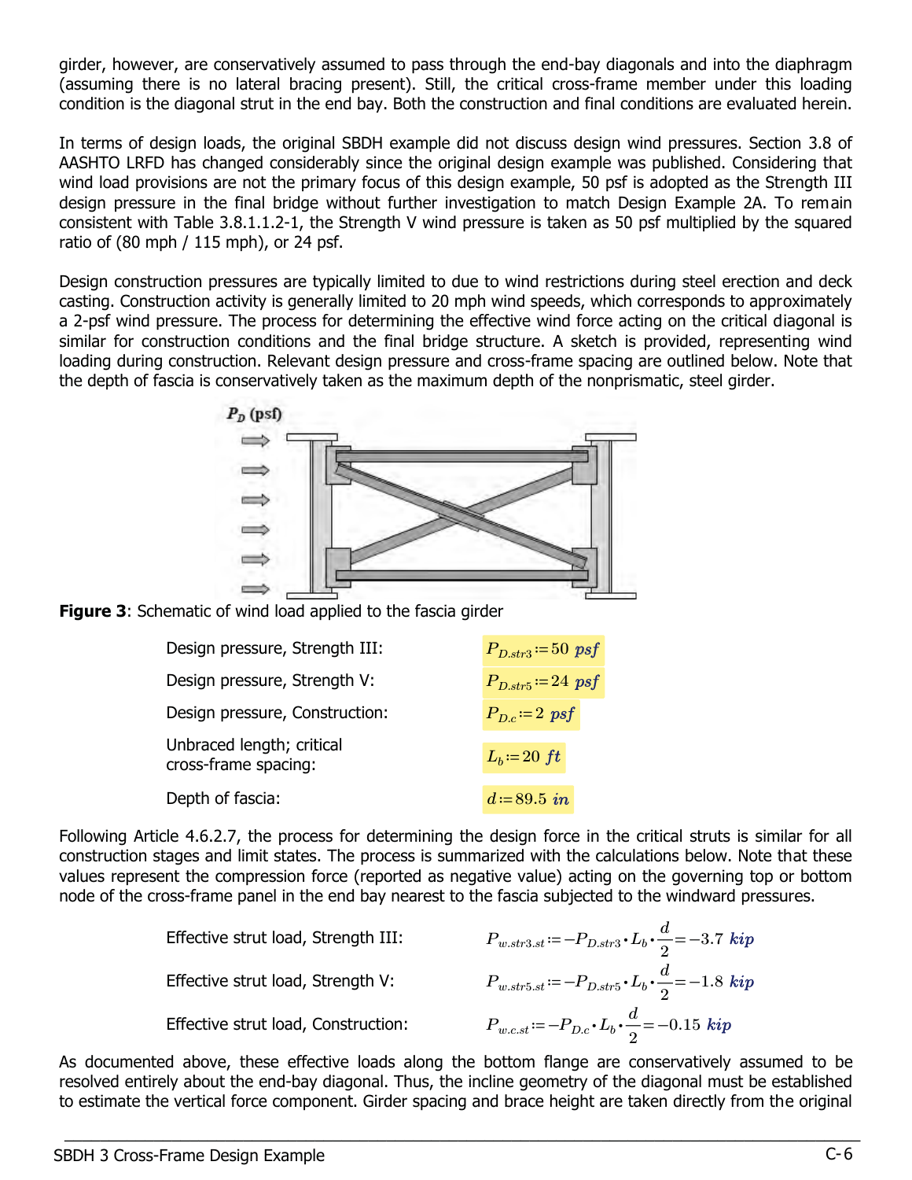girder, however, are conservatively assumed to pass through the end-bay diagonals and into the diaphragm (assuming there is no lateral bracing present). Still, the critical cross-frame member under this loading condition is the diagonal strut in the end bay. Both the construction and final conditions are evaluated herein.

In terms of design loads, the original SBDH example did not discuss design wind pressures. Section 3.8 of AASHTO LRFD has changed considerably since the original design example was published. Considering that wind load provisions are not the primary focus of this design example, 50 psf is adopted as the Strength III design pressure in the final bridge without further investigation to match Design Example 2A. To remain consistent with Table 3.8.1.1.2-1, the Strength V wind pressure is taken as 50 psf multiplied by the squared ratio of (80 mph / 115 mph), or 24 psf.

Design construction pressures are typically limited to due to wind restrictions during steel erection and deck casting. Construction activity is generally limited to 20 mph wind speeds, which corresponds to approximately a 2-psf wind pressure. The process for determining the effective wind force acting on the critical diagonal is similar for construction conditions and the final bridge structure. A sketch is provided, representing wind loading during construction. Relevant design pressure and cross-frame spacing are outlined below. Note that the depth of fascia is conservatively taken as the maximum depth of the nonprismatic, steel girder.

**Figure 3**: Schematic of wind load applied to the fascia girder

| | |
|---|---|
| Design pressure, Strength III: | $P_{D.str3} := 50\ psf$ |
| Design pressure, Strength V: | $P_{D.str5} := 24\ psf$ |
| Design pressure, Construction: | $P_{D.c} := 2\ psf$ |
| Unbraced length; critical cross-frame spacing: | $L_b := 20\ ft$ |
| Depth of fascia: | $d := 89.5\ in$ |

Following Article 4.6.2.7, the process for determining the design force in the critical struts is similar for all construction stages and limit states. The process is summarized with the calculations below. Note that these values represent the compression force (reported as negative value) acting on the governing top or bottom node of the cross-frame panel in the end bay nearest to the fascia subjected to the windward pressures.

Effective strut load, Strength III: $P_{w.str3.st} := -P_{D.str3} \cdot L_b \cdot \frac{d}{2} = -3.7\ kip$

Effective strut load, Strength V: $P_{w.str5.st} := -P_{D.str5} \cdot L_b \cdot \frac{d}{2} = -1.8\ kip$

Effective strut load, Construction: $P_{w.c.st} := -P_{D.c} \cdot L_b \cdot \frac{d}{2} = -0.15\ kip$

As documented above, these effective loads along the bottom flange are conservatively assumed to be resolved entirely about the end-bay diagonal. Thus, the incline geometry of the diagonal must be established to estimate the vertical force component. Girder spacing and brace height are taken directly from the original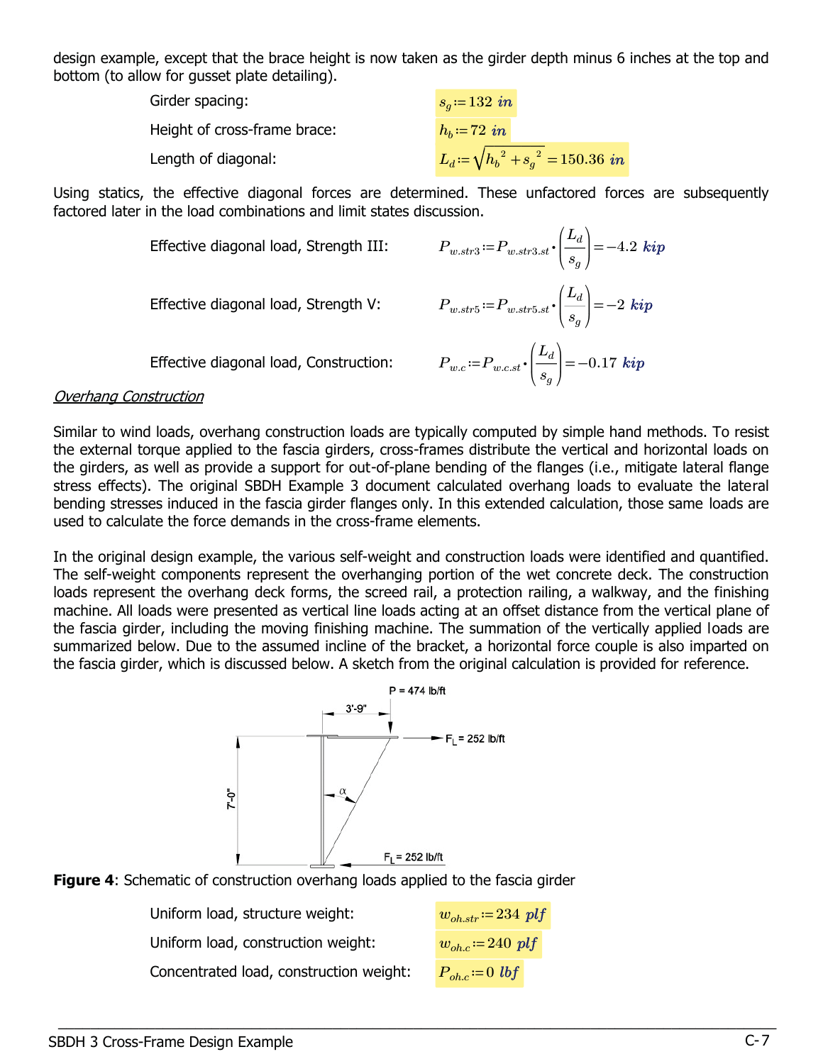design example, except that the brace height is now taken as the girder depth minus 6 inches at the top and bottom (to allow for gusset plate detailing).

Girder spacing: $s_g := 132\ in$

Height of cross-frame brace: $h_b := 72\ in$

Length of diagonal: $L_d := \sqrt{h_b^{\,2} + s_g^{\,2}} = 150.36\ in$

Using statics, the effective diagonal forces are determined. These unfactored forces are subsequently factored later in the load combinations and limit states discussion.

Effective diagonal load, Strength III: $P_{w.str3} := P_{w.str3.st} \cdot \left(\frac{L_d}{s_g}\right) = -4.2\ kip$

Effective diagonal load, Strength V: $P_{w.str5} := P_{w.str5.st} \cdot \left(\frac{L_d}{s_g}\right) = -2\ kip$

Effective diagonal load, Construction: $P_{w.c} := P_{w.c.st} \cdot \left(\frac{L_d}{s_g}\right) = -0.17\ kip$

*Overhang Construction*

Similar to wind loads, overhang construction loads are typically computed by simple hand methods. To resist the external torque applied to the fascia girders, cross-frames distribute the vertical and horizontal loads on the girders, as well as provide a support for out-of-plane bending of the flanges (i.e., mitigate lateral flange stress effects). The original SBDH Example 3 document calculated overhang loads to evaluate the lateral bending stresses induced in the fascia girder flanges only. In this extended calculation, those same loads are used to calculate the force demands in the cross-frame elements.

In the original design example, the various self-weight and construction loads were identified and quantified. The self-weight components represent the overhanging portion of the wet concrete deck. The construction loads represent the overhang deck forms, the screed rail, a protection railing, a walkway, and the finishing machine. All loads were presented as vertical line loads acting at an offset distance from the vertical plane of the fascia girder, including the moving finishing machine. The summation of the vertically applied loads are summarized below. Due to the assumed incline of the bracket, a horizontal force couple is also imparted on the fascia girder, which is discussed below. A sketch from the original calculation is provided for reference.

P = 474 lb/ft

3'-9"

$F_L$ = 252 lb/ft

7'-0"

α

$F_L$ = 252 lb/ft

**Figure 4**: Schematic of construction overhang loads applied to the fascia girder

Uniform load, structure weight: $w_{oh.str} := 234\ plf$

Uniform load, construction weight: $w_{oh.c} := 240\ plf$

Concentrated load, construction weight: $P_{oh.c} := 0\ lbf$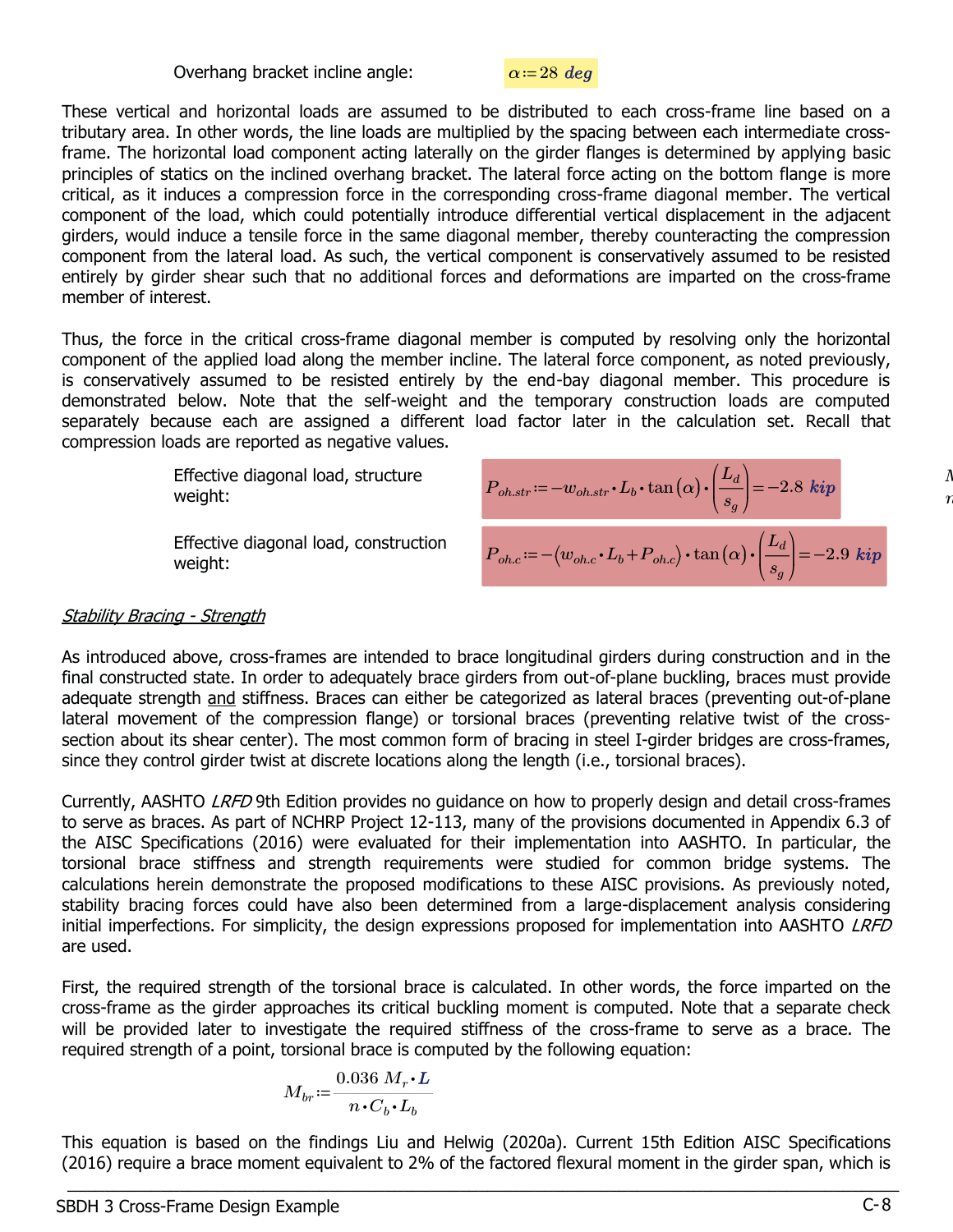Overhang bracket incline angle: $\alpha := 28\ deg$

These vertical and horizontal loads are assumed to be distributed to each cross-frame line based on a tributary area. In other words, the line loads are multiplied by the spacing between each intermediate cross-frame. The horizontal load component acting laterally on the girder flanges is determined by applying basic principles of statics on the inclined overhang bracket. The lateral force acting on the bottom flange is more critical, as it induces a compression force in the corresponding cross-frame diagonal member. The vertical component of the load, which could potentially introduce differential vertical displacement in the adjacent girders, would induce a tensile force in the same diagonal member, thereby counteracting the compression component from the lateral load. As such, the vertical component is conservatively assumed to be resisted entirely by girder shear such that no additional forces and deformations are imparted on the cross-frame member of interest.

Thus, the force in the critical cross-frame diagonal member is computed by resolving only the horizontal component of the applied load along the member incline. The lateral force component, as noted previously, is conservatively assumed to be resisted entirely by the end-bay diagonal member. This procedure is demonstrated below. Note that the self-weight and the temporary construction loads are computed separately because each are assigned a different load factor later in the calculation set. Recall that compression loads are reported as negative values.

Effective diagonal load, structure weight:

$$P_{oh.str} := -w_{oh.str} \cdot L_b \cdot \tan(\alpha) \cdot \left(\frac{L_d}{s_g}\right) = -2.8\ kip$$

Effective diagonal load, construction weight:

$$P_{oh.c} := -\left(w_{oh.c} \cdot L_b + P_{oh.c}\right) \cdot \tan(\alpha) \cdot \left(\frac{L_d}{s_g}\right) = -2.9\ kip$$

<u>*Stability Bracing - Strength*</u>

As introduced above, cross-frames are intended to brace longitudinal girders during construction and in the final constructed state. In order to adequately brace girders from out-of-plane buckling, braces must provide adequate strength <u>and</u> stiffness. Braces can either be categorized as lateral braces (preventing out-of-plane lateral movement of the compression flange) or torsional braces (preventing relative twist of the cross-section about its shear center). The most common form of bracing in steel I-girder bridges are cross-frames, since they control girder twist at discrete locations along the length (i.e., torsional braces).

Currently, AASHTO *LRFD* 9th Edition provides no guidance on how to properly design and detail cross-frames to serve as braces. As part of NCHRP Project 12-113, many of the provisions documented in Appendix 6.3 of the AISC Specifications (2016) were evaluated for their implementation into AASHTO. In particular, the torsional brace stiffness and strength requirements were studied for common bridge systems. The calculations herein demonstrate the proposed modifications to these AISC provisions. As previously noted, stability bracing forces could have also been determined from a large-displacement analysis considering initial imperfections. For simplicity, the design expressions proposed for implementation into AASHTO *LRFD* are used.

First, the required strength of the torsional brace is calculated. In other words, the force imparted on the cross-frame as the girder approaches its critical buckling moment is computed. Note that a separate check will be provided later to investigate the required stiffness of the cross-frame to serve as a brace. The required strength of a point, torsional brace is computed by the following equation:

$$M_{br} := \frac{0.036\ M_r \cdot L}{n \cdot C_b \cdot L_b}$$

This equation is based on the findings Liu and Helwig (2020a). Current 15th Edition AISC Specifications (2016) require a brace moment equivalent to 2% of the factored flexural moment in the girder span, which is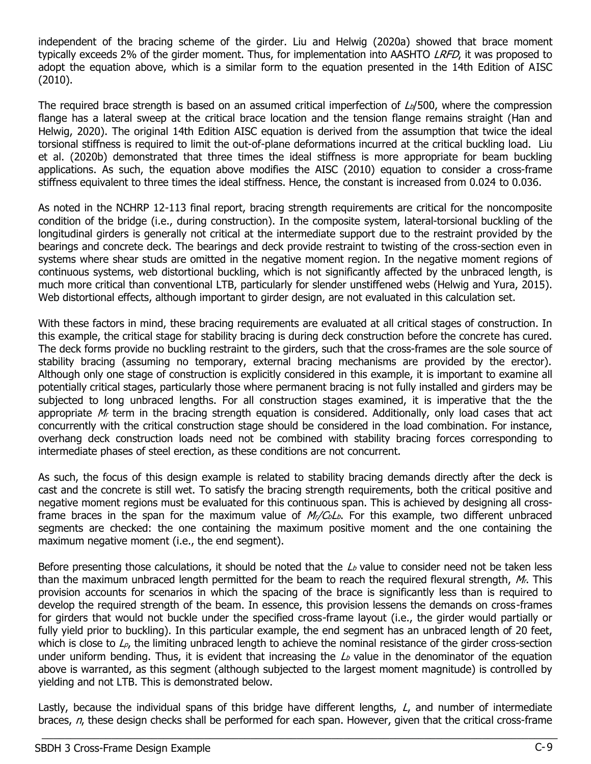independent of the bracing scheme of the girder. Liu and Helwig (2020a) showed that brace moment typically exceeds 2% of the girder moment. Thus, for implementation into AASHTO *LRFD*, it was proposed to adopt the equation above, which is a similar form to the equation presented in the 14th Edition of AISC (2010).

The required brace strength is based on an assumed critical imperfection of $L_b/500$, where the compression flange has a lateral sweep at the critical brace location and the tension flange remains straight (Han and Helwig, 2020). The original 14th Edition AISC equation is derived from the assumption that twice the ideal torsional stiffness is required to limit the out-of-plane deformations incurred at the critical buckling load. Liu et al. (2020b) demonstrated that three times the ideal stiffness is more appropriate for beam buckling applications. As such, the equation above modifies the AISC (2010) equation to consider a cross-frame stiffness equivalent to three times the ideal stiffness. Hence, the constant is increased from 0.024 to 0.036.

As noted in the NCHRP 12-113 final report, bracing strength requirements are critical for the noncomposite condition of the bridge (i.e., during construction). In the composite system, lateral-torsional buckling of the longitudinal girders is generally not critical at the intermediate support due to the restraint provided by the bearings and concrete deck. The bearings and deck provide restraint to twisting of the cross-section even in systems where shear studs are omitted in the negative moment region. In the negative moment regions of continuous systems, web distortional buckling, which is not significantly affected by the unbraced length, is much more critical than conventional LTB, particularly for slender unstiffened webs (Helwig and Yura, 2015). Web distortional effects, although important to girder design, are not evaluated in this calculation set.

With these factors in mind, these bracing requirements are evaluated at all critical stages of construction. In this example, the critical stage for stability bracing is during deck construction before the concrete has cured. The deck forms provide no buckling restraint to the girders, such that the cross-frames are the sole source of stability bracing (assuming no temporary, external bracing mechanisms are provided by the erector). Although only one stage of construction is explicitly considered in this example, it is important to examine all potentially critical stages, particularly those where permanent bracing is not fully installed and girders may be subjected to long unbraced lengths. For all construction stages examined, it is imperative that the the appropriate $M_r$ term in the bracing strength equation is considered. Additionally, only load cases that act concurrently with the critical construction stage should be considered in the load combination. For instance, overhang deck construction loads need not be combined with stability bracing forces corresponding to intermediate phases of steel erection, as these conditions are not concurrent.

As such, the focus of this design example is related to stability bracing demands directly after the deck is cast and the concrete is still wet. To satisfy the bracing strength requirements, both the critical positive and negative moment regions must be evaluated for this continuous span. This is achieved by designing all cross-frame braces in the span for the maximum value of $M_r/C_bL_b$. For this example, two different unbraced segments are checked: the one containing the maximum positive moment and the one containing the maximum negative moment (i.e., the end segment).

Before presenting those calculations, it should be noted that the $L_b$ value to consider need not be taken less than the maximum unbraced length permitted for the beam to reach the required flexural strength, $M_r$. This provision accounts for scenarios in which the spacing of the brace is significantly less than is required to develop the required strength of the beam. In essence, this provision lessens the demands on cross-frames for girders that would not buckle under the specified cross-frame layout (i.e., the girder would partially or fully yield prior to buckling). In this particular example, the end segment has an unbraced length of 20 feet, which is close to $L_p$, the limiting unbraced length to achieve the nominal resistance of the girder cross-section under uniform bending. Thus, it is evident that increasing the $L_b$ value in the denominator of the equation above is warranted, as this segment (although subjected to the largest moment magnitude) is controlled by yielding and not LTB. This is demonstrated below.

Lastly, because the individual spans of this bridge have different lengths, $L$, and number of intermediate braces, $n$, these design checks shall be performed for each span. However, given that the critical cross-frame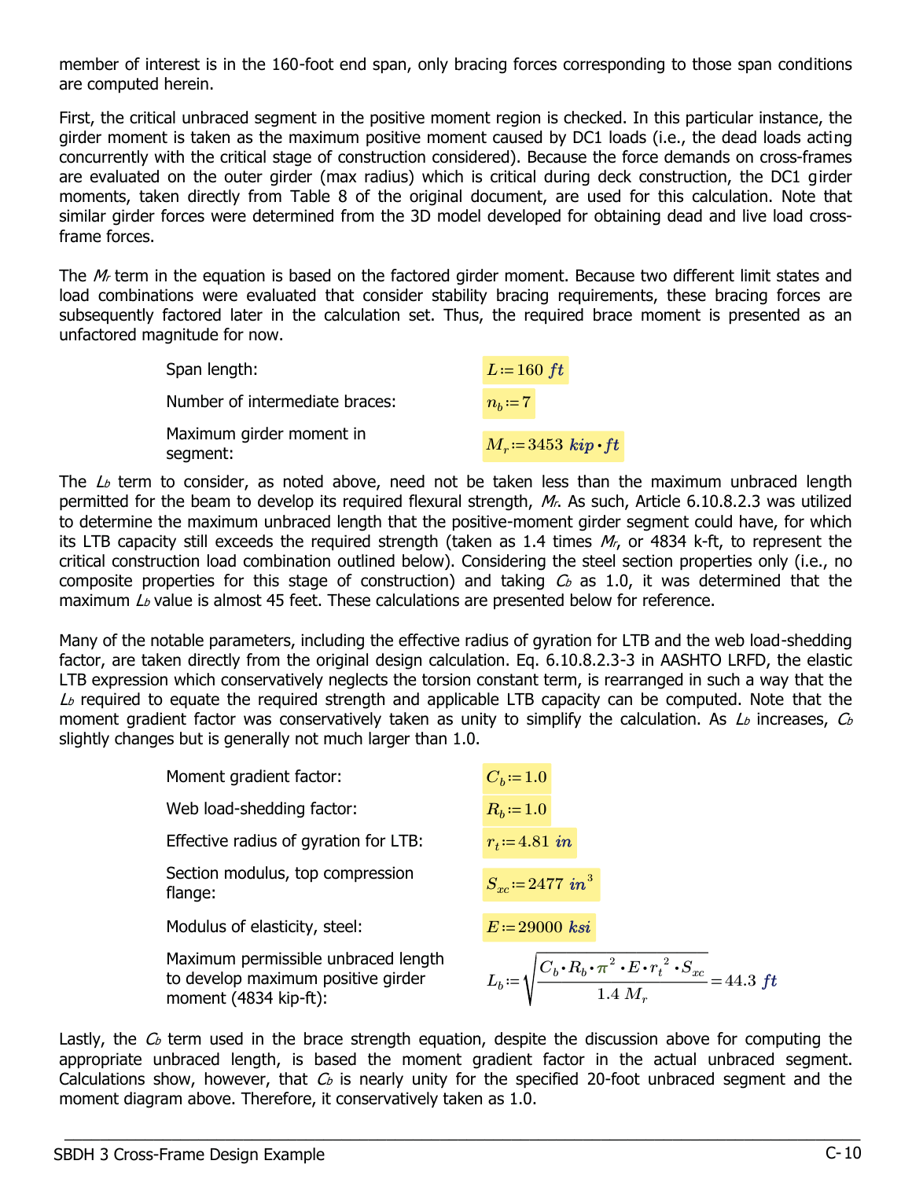member of interest is in the 160-foot end span, only bracing forces corresponding to those span conditions are computed herein.

First, the critical unbraced segment in the positive moment region is checked. In this particular instance, the girder moment is taken as the maximum positive moment caused by DC1 loads (i.e., the dead loads acting concurrently with the critical stage of construction considered). Because the force demands on cross-frames are evaluated on the outer girder (max radius) which is critical during deck construction, the DC1 girder moments, taken directly from Table 8 of the original document, are used for this calculation. Note that similar girder forces were determined from the 3D model developed for obtaining dead and live load cross-frame forces.

The $M_r$ term in the equation is based on the factored girder moment. Because two different limit states and load combinations were evaluated that consider stability bracing requirements, these bracing forces are subsequently factored later in the calculation set. Thus, the required brace moment is presented as an unfactored magnitude for now.

| | |
|---|---|
| Span length: | $L := 160\ ft$ |
| Number of intermediate braces: | $n_b := 7$ |
| Maximum girder moment in segment: | $M_r := 3453\ kip \cdot ft$ |

The $L_b$ term to consider, as noted above, need not be taken less than the maximum unbraced length permitted for the beam to develop its required flexural strength, $M_r$. As such, Article 6.10.8.2.3 was utilized to determine the maximum unbraced length that the positive-moment girder segment could have, for which its LTB capacity still exceeds the required strength (taken as 1.4 times $M_r$, or 4834 k-ft, to represent the critical construction load combination outlined below). Considering the steel section properties only (i.e., no composite properties for this stage of construction) and taking $C_b$ as 1.0, it was determined that the maximum $L_b$ value is almost 45 feet. These calculations are presented below for reference.

Many of the notable parameters, including the effective radius of gyration for LTB and the web load-shedding factor, are taken directly from the original design calculation. Eq. 6.10.8.2.3-3 in AASHTO LRFD, the elastic LTB expression which conservatively neglects the torsion constant term, is rearranged in such a way that the $L_b$ required to equate the required strength and applicable LTB capacity can be computed. Note that the moment gradient factor was conservatively taken as unity to simplify the calculation. As $L_b$ increases, $C_b$ slightly changes but is generally not much larger than 1.0.

| | |
|---|---|
| Moment gradient factor: | $C_b := 1.0$ |
| Web load-shedding factor: | $R_b := 1.0$ |
| Effective radius of gyration for LTB: | $r_t := 4.81\ in$ |
| Section modulus, top compression flange: | $S_{xc} := 2477\ in^3$ |
| Modulus of elasticity, steel: | $E := 29000\ ksi$ |
| Maximum permissible unbraced length to develop maximum positive girder moment (4834 kip-ft): | $L_b := \sqrt{\dfrac{C_b \cdot R_b \cdot \pi^2 \cdot E \cdot r_t^2 \cdot S_{xc}}{1.4\ M_r}} = 44.3\ ft$ |

Lastly, the $C_b$ term used in the brace strength equation, despite the discussion above for computing the appropriate unbraced length, is based the moment gradient factor in the actual unbraced segment. Calculations show, however, that $C_b$ is nearly unity for the specified 20-foot unbraced segment and the moment diagram above. Therefore, it conservatively taken as 1.0.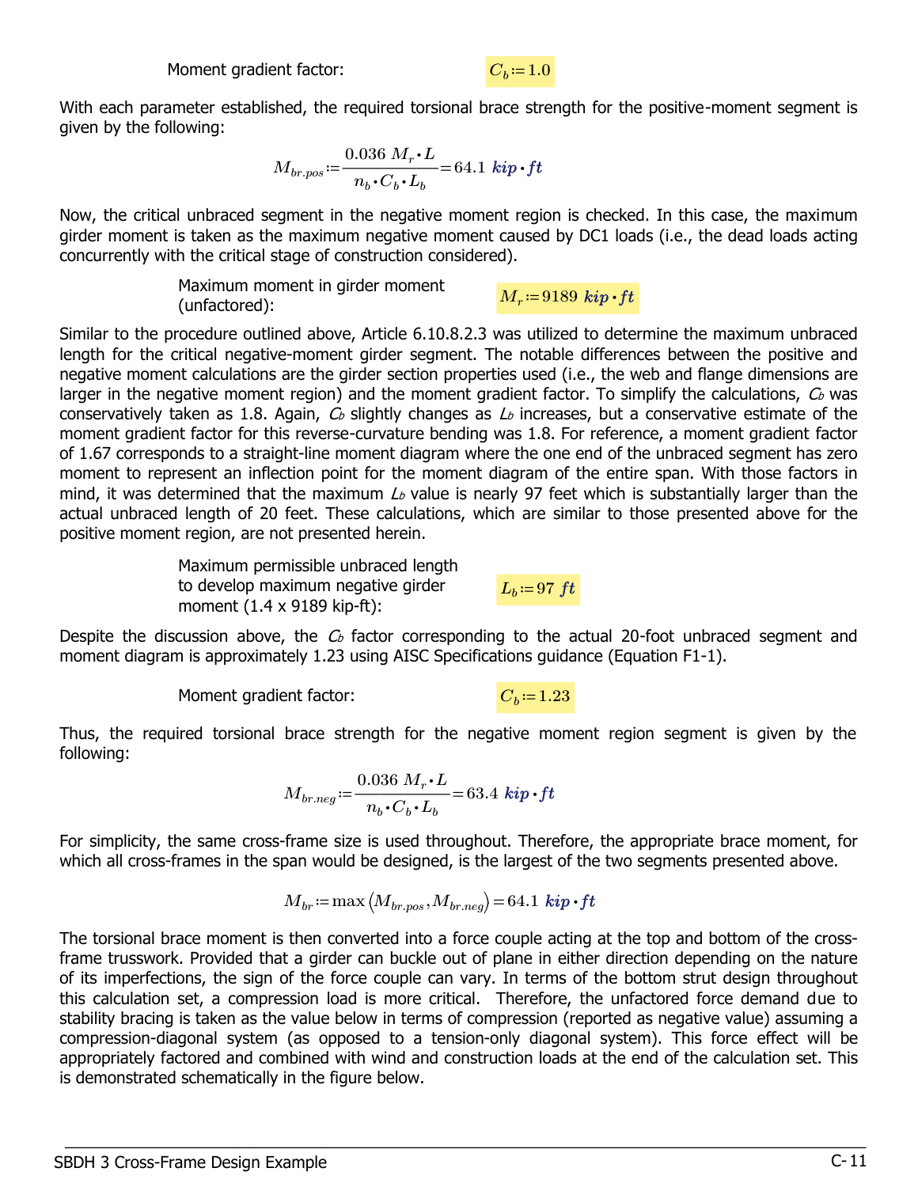Moment gradient factor: $C_b := 1.0$

With each parameter established, the required torsional brace strength for the positive-moment segment is given by the following:

$$M_{br.pos} := \frac{0.036\ M_r \cdot L}{n_b \cdot C_b \cdot L_b} = 64.1\ \boldsymbol{kip \cdot ft}$$

Now, the critical unbraced segment in the negative moment region is checked. In this case, the maximum girder moment is taken as the maximum negative moment caused by DC1 loads (i.e., the dead loads acting concurrently with the critical stage of construction considered).

Maximum moment in girder moment (unfactored): $M_r := 9189\ \boldsymbol{kip \cdot ft}$

Similar to the procedure outlined above, Article 6.10.8.2.3 was utilized to determine the maximum unbraced length for the critical negative-moment girder segment. The notable differences between the positive and negative moment calculations are the girder section properties used (i.e., the web and flange dimensions are larger in the negative moment region) and the moment gradient factor. To simplify the calculations, $C_b$ was conservatively taken as 1.8. Again, $C_b$ slightly changes as $L_b$ increases, but a conservative estimate of the moment gradient factor for this reverse-curvature bending was 1.8. For reference, a moment gradient factor of 1.67 corresponds to a straight-line moment diagram where the one end of the unbraced segment has zero moment to represent an inflection point for the moment diagram of the entire span. With those factors in mind, it was determined that the maximum $L_b$ value is nearly 97 feet which is substantially larger than the actual unbraced length of 20 feet. These calculations, which are similar to those presented above for the positive moment region, are not presented herein.

Maximum permissible unbraced length to develop maximum negative girder moment (1.4 x 9189 kip-ft): $L_b := 97\ \boldsymbol{ft}$

Despite the discussion above, the $C_b$ factor corresponding to the actual 20-foot unbraced segment and moment diagram is approximately 1.23 using AISC Specifications guidance (Equation F1-1).

Moment gradient factor: $C_b := 1.23$

Thus, the required torsional brace strength for the negative moment region segment is given by the following:

$$M_{br.neg} := \frac{0.036\ M_r \cdot L}{n_b \cdot C_b \cdot L_b} = 63.4\ \boldsymbol{kip \cdot ft}$$

For simplicity, the same cross-frame size is used throughout. Therefore, the appropriate brace moment, for which all cross-frames in the span would be designed, is the largest of the two segments presented above.

$$M_{br} := \max\left(M_{br.pos}, M_{br.neg}\right) = 64.1\ \boldsymbol{kip \cdot ft}$$

The torsional brace moment is then converted into a force couple acting at the top and bottom of the cross-frame trusswork. Provided that a girder can buckle out of plane in either direction depending on the nature of its imperfections, the sign of the force couple can vary. In terms of the bottom strut design throughout this calculation set, a compression load is more critical. Therefore, the unfactored force demand due to stability bracing is taken as the value below in terms of compression (reported as negative value) assuming a compression-diagonal system (as opposed to a tension-only diagonal system). This force effect will be appropriately factored and combined with wind and construction loads at the end of the calculation set. This is demonstrated schematically in the figure below.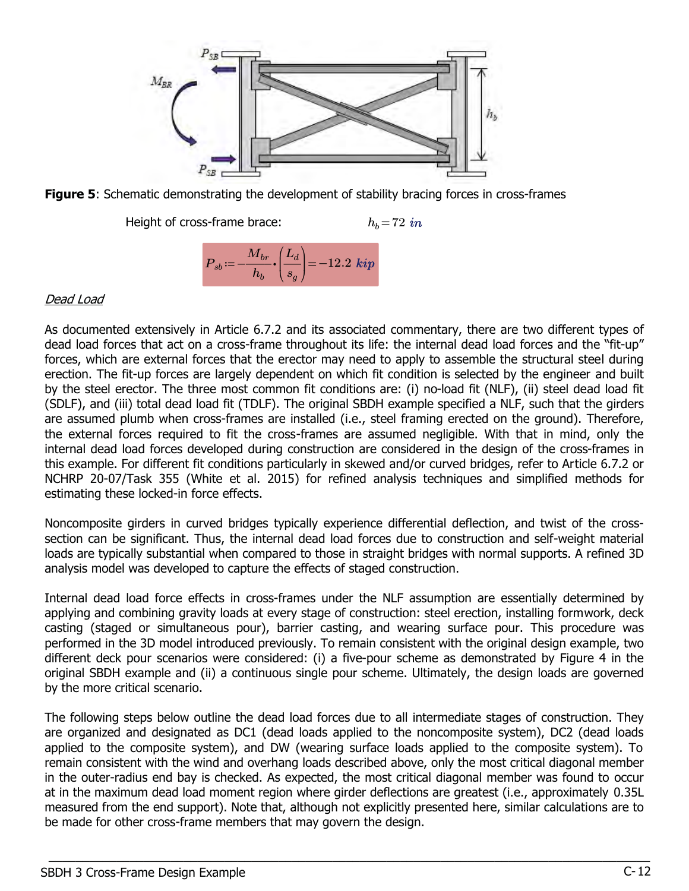**Figure 5**: Schematic demonstrating the development of stability bracing forces in cross-frames

Height of cross-frame brace: $h_b = 72\ in$

$$P_{sb} := -\frac{M_{br}}{h_b} \cdot \left(\frac{L_d}{s_g}\right) = -12.2\ kip$$

*Dead Load*

As documented extensively in Article 6.7.2 and its associated commentary, there are two different types of dead load forces that act on a cross-frame throughout its life: the internal dead load forces and the "fit-up" forces, which are external forces that the erector may need to apply to assemble the structural steel during erection. The fit-up forces are largely dependent on which fit condition is selected by the engineer and built by the steel erector. The three most common fit conditions are: (i) no-load fit (NLF), (ii) steel dead load fit (SDLF), and (iii) total dead load fit (TDLF). The original SBDH example specified a NLF, such that the girders are assumed plumb when cross-frames are installed (i.e., steel framing erected on the ground). Therefore, the external forces required to fit the cross-frames are assumed negligible. With that in mind, only the internal dead load forces developed during construction are considered in the design of the cross-frames in this example. For different fit conditions particularly in skewed and/or curved bridges, refer to Article 6.7.2 or NCHRP 20-07/Task 355 (White et al. 2015) for refined analysis techniques and simplified methods for estimating these locked-in force effects.

Noncomposite girders in curved bridges typically experience differential deflection, and twist of the cross-section can be significant. Thus, the internal dead load forces due to construction and self-weight material loads are typically substantial when compared to those in straight bridges with normal supports. A refined 3D analysis model was developed to capture the effects of staged construction.

Internal dead load force effects in cross-frames under the NLF assumption are essentially determined by applying and combining gravity loads at every stage of construction: steel erection, installing formwork, deck casting (staged or simultaneous pour), barrier casting, and wearing surface pour. This procedure was performed in the 3D model introduced previously. To remain consistent with the original design example, two different deck pour scenarios were considered: (i) a five-pour scheme as demonstrated by Figure 4 in the original SBDH example and (ii) a continuous single pour scheme. Ultimately, the design loads are governed by the more critical scenario.

The following steps below outline the dead load forces due to all intermediate stages of construction. They are organized and designated as DC1 (dead loads applied to the noncomposite system), DC2 (dead loads applied to the composite system), and DW (wearing surface loads applied to the composite system). To remain consistent with the wind and overhang loads described above, only the most critical diagonal member in the outer-radius end bay is checked. As expected, the most critical diagonal member was found to occur at in the maximum dead load moment region where girder deflections are greatest (i.e., approximately 0.35L measured from the end support). Note that, although not explicitly presented here, similar calculations are to be made for other cross-frame members that may govern the design.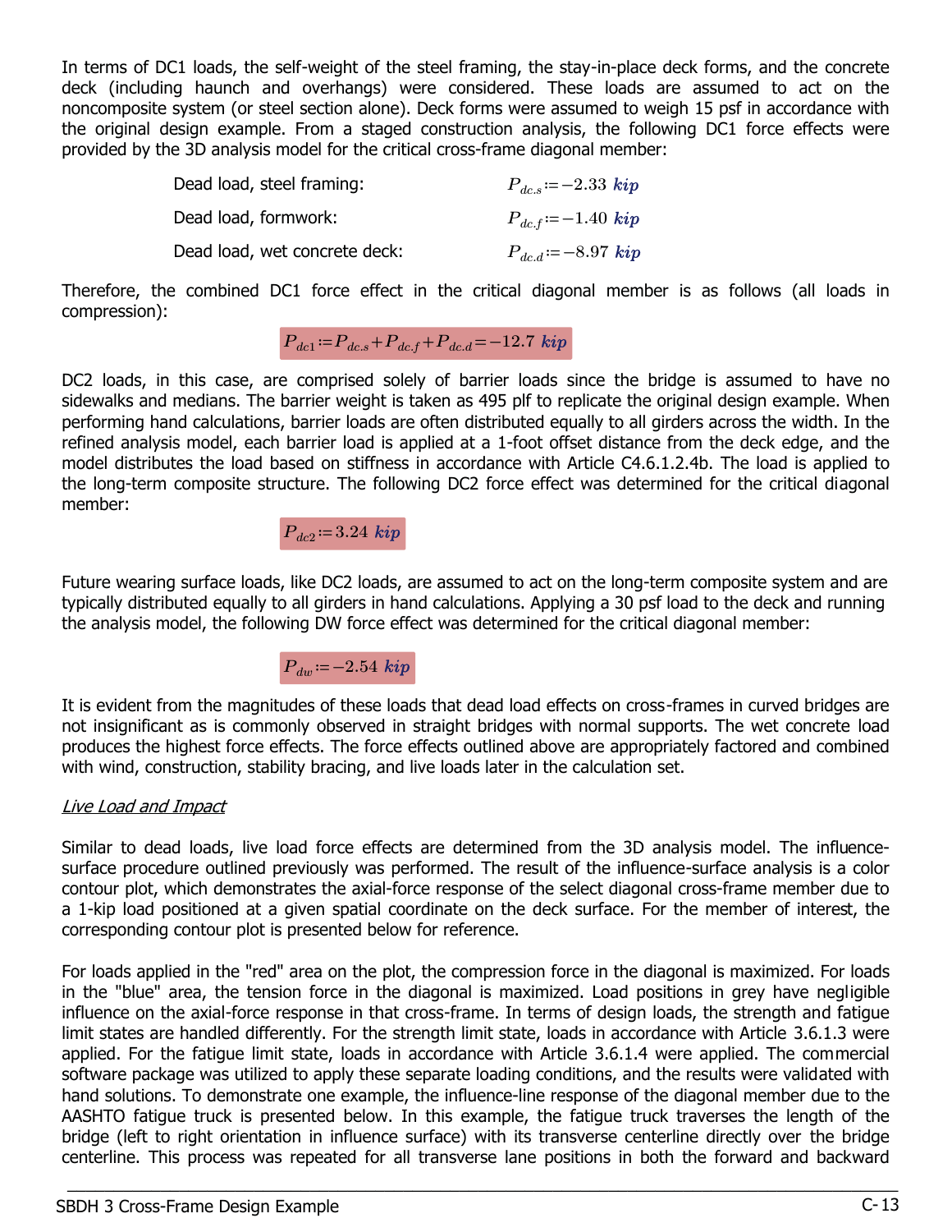In terms of DC1 loads, the self-weight of the steel framing, the stay-in-place deck forms, and the concrete deck (including haunch and overhangs) were considered. These loads are assumed to act on the noncomposite system (or steel section alone). Deck forms were assumed to weigh 15 psf in accordance with the original design example. From a staged construction analysis, the following DC1 force effects were provided by the 3D analysis model for the critical cross-frame diagonal member:

Dead load, steel framing: $P_{dc.s} := -2.33\ kip$

Dead load, formwork: $P_{dc.f} := -1.40\ kip$

Dead load, wet concrete deck: $P_{dc.d} := -8.97\ kip$

Therefore, the combined DC1 force effect in the critical diagonal member is as follows (all loads in compression):

$$P_{dc1} := P_{dc.s} + P_{dc.f} + P_{dc.d} = -12.7\ kip$$

DC2 loads, in this case, are comprised solely of barrier loads since the bridge is assumed to have no sidewalks and medians. The barrier weight is taken as 495 plf to replicate the original design example. When performing hand calculations, barrier loads are often distributed equally to all girders across the width. In the refined analysis model, each barrier load is applied at a 1-foot offset distance from the deck edge, and the model distributes the load based on stiffness in accordance with Article C4.6.1.2.4b. The load is applied to the long-term composite structure. The following DC2 force effect was determined for the critical diagonal member:

$$P_{dc2} := 3.24\ kip$$

Future wearing surface loads, like DC2 loads, are assumed to act on the long-term composite system and are typically distributed equally to all girders in hand calculations. Applying a 30 psf load to the deck and running the analysis model, the following DW force effect was determined for the critical diagonal member:

$$P_{dw} := -2.54\ kip$$

It is evident from the magnitudes of these loads that dead load effects on cross-frames in curved bridges are not insignificant as is commonly observed in straight bridges with normal supports. The wet concrete load produces the highest force effects. The force effects outlined above are appropriately factored and combined with wind, construction, stability bracing, and live loads later in the calculation set.

*Live Load and Impact*

Similar to dead loads, live load force effects are determined from the 3D analysis model. The influence-surface procedure outlined previously was performed. The result of the influence-surface analysis is a color contour plot, which demonstrates the axial-force response of the select diagonal cross-frame member due to a 1-kip load positioned at a given spatial coordinate on the deck surface. For the member of interest, the corresponding contour plot is presented below for reference.

For loads applied in the "red" area on the plot, the compression force in the diagonal is maximized. For loads in the "blue" area, the tension force in the diagonal is maximized. Load positions in grey have negligible influence on the axial-force response in that cross-frame. In terms of design loads, the strength and fatigue limit states are handled differently. For the strength limit state, loads in accordance with Article 3.6.1.3 were applied. For the fatigue limit state, loads in accordance with Article 3.6.1.4 were applied. The commercial software package was utilized to apply these separate loading conditions, and the results were validated with hand solutions. To demonstrate one example, the influence-line response of the diagonal member due to the AASHTO fatigue truck is presented below. In this example, the fatigue truck traverses the length of the bridge (left to right orientation in influence surface) with its transverse centerline directly over the bridge centerline. This process was repeated for all transverse lane positions in both the forward and backward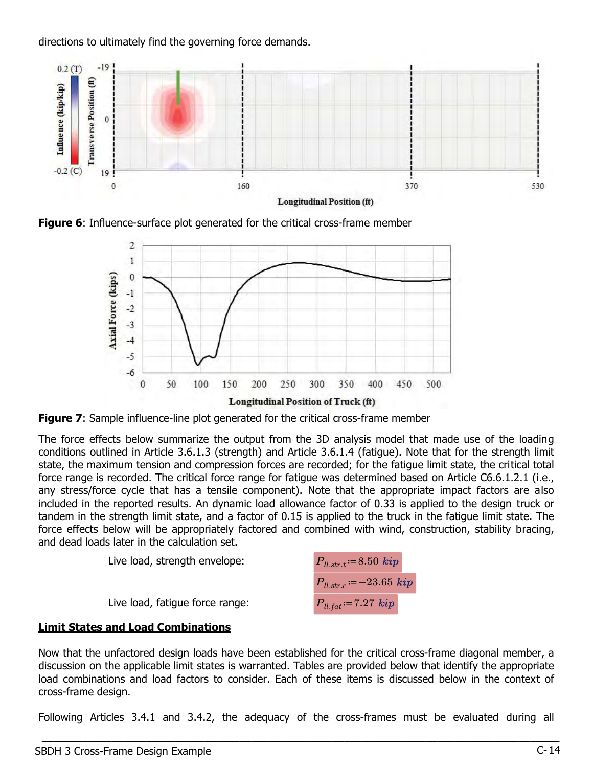directions to ultimately find the governing force demands.

**Figure 6**: Influence-surface plot generated for the critical cross-frame member

**Figure 7**: Sample influence-line plot generated for the critical cross-frame member

The force effects below summarize the output from the 3D analysis model that made use of the loading conditions outlined in Article 3.6.1.3 (strength) and Article 3.6.1.4 (fatigue). Note that for the strength limit state, the maximum tension and compression forces are recorded; for the fatigue limit state, the critical total force range is recorded. The critical force range for fatigue was determined based on Article C6.6.1.2.1 (i.e., any stress/force cycle that has a tensile component). Note that the appropriate impact factors are also included in the reported results. An dynamic load allowance factor of 0.33 is applied to the design truck or tandem in the strength limit state, and a factor of 0.15 is applied to the truck in the fatigue limit state. The force effects below will be appropriately factored and combined with wind, construction, stability bracing, and dead loads later in the calculation set.

Live load, strength envelope: $P_{ll.str.t} := 8.50\ kip$

$P_{ll.str.c} := -23.65\ kip$

Live load, fatigue force range: $P_{ll.fat} := 7.27\ kip$

## Limit States and Load Combinations

Now that the unfactored design loads have been established for the critical cross-frame diagonal member, a discussion on the applicable limit states is warranted. Tables are provided below that identify the appropriate load combinations and load factors to consider. Each of these items is discussed below in the context of cross-frame design.

Following Articles 3.4.1 and 3.4.2, the adequacy of the cross-frames must be evaluated during all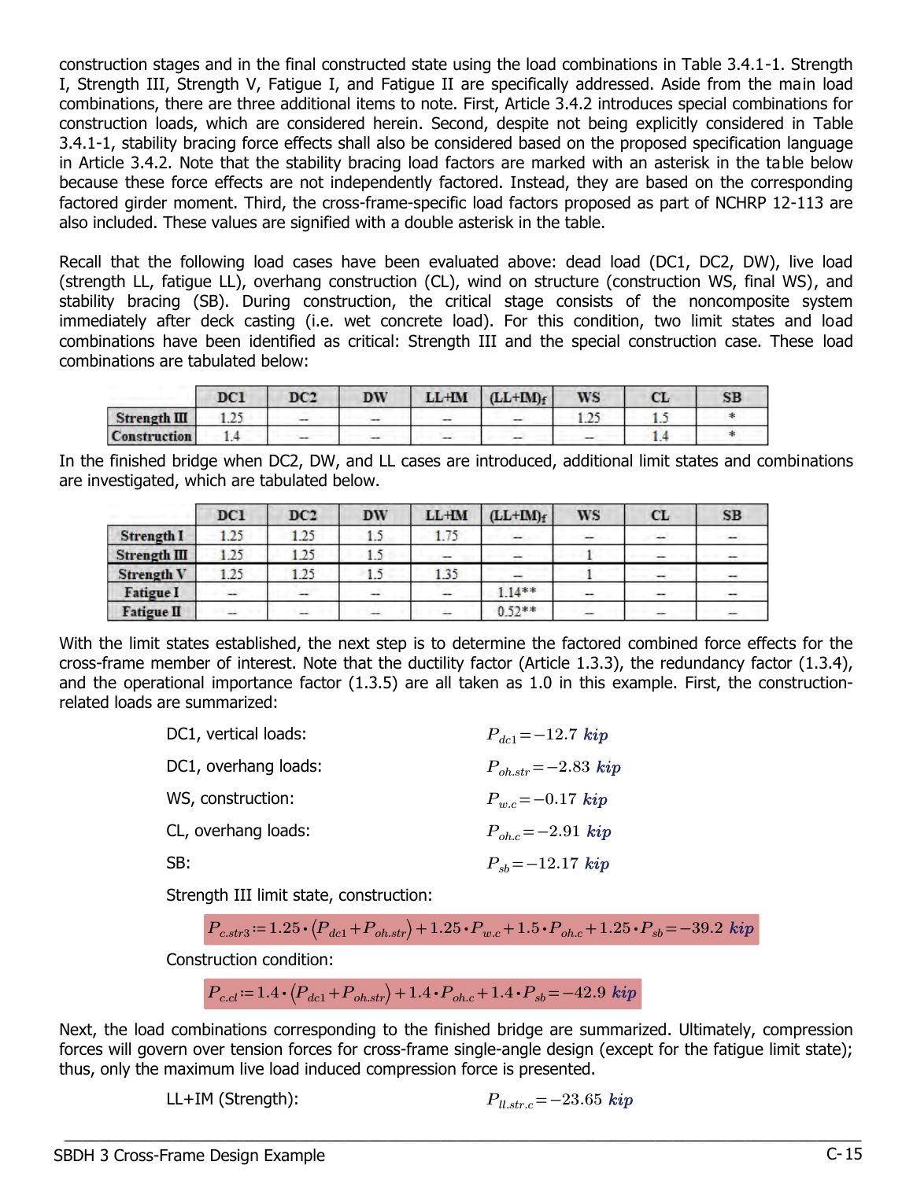construction stages and in the final constructed state using the load combinations in Table 3.4.1-1. Strength I, Strength III, Strength V, Fatigue I, and Fatigue II are specifically addressed. Aside from the main load combinations, there are three additional items to note. First, Article 3.4.2 introduces special combinations for construction loads, which are considered herein. Second, despite not being explicitly considered in Table 3.4.1-1, stability bracing force effects shall also be considered based on the proposed specification language in Article 3.4.2. Note that the stability bracing load factors are marked with an asterisk in the table below because these force effects are not independently factored. Instead, they are based on the corresponding factored girder moment. Third, the cross-frame-specific load factors proposed as part of NCHRP 12-113 are also included. These values are signified with a double asterisk in the table.

Recall that the following load cases have been evaluated above: dead load (DC1, DC2, DW), live load (strength LL, fatigue LL), overhang construction (CL), wind on structure (construction WS, final WS), and stability bracing (SB). During construction, the critical stage consists of the noncomposite system immediately after deck casting (i.e. wet concrete load). For this condition, two limit states and load combinations have been identified as critical: Strength III and the special construction case. These load combinations are tabulated below:

| | DC1 | DC2 | DW | LL+IM | (LL+IM)$_f$ | WS | CL | SB |
|---|---|---|---|---|---|---|---|---|
| **Strength III** | 1.25 | – | – | – | – | 1.25 | 1.5 | * |
| **Construction** | 1.4 | – | – | – | – | – | 1.4 | * |

In the finished bridge when DC2, DW, and LL cases are introduced, additional limit states and combinations are investigated, which are tabulated below.

| | DC1 | DC2 | DW | LL+IM | (LL+IM)$_f$ | WS | CL | SB |
|---|---|---|---|---|---|---|---|---|
| **Strength I** | 1.25 | 1.25 | 1.5 | 1.75 | – | – | – | – |
| **Strength III** | 1.25 | 1.25 | 1.5 | – | – | 1 | – | – |
| **Strength V** | 1.25 | 1.25 | 1.5 | 1.35 | – | 1 | – | – |
| **Fatigue I** | – | – | – | – | 1.14** | – | – | – |
| **Fatigue II** | – | – | – | – | 0.52** | – | – | – |

With the limit states established, the next step is to determine the factored combined force effects for the cross-frame member of interest. Note that the ductility factor (Article 1.3.3), the redundancy factor (1.3.4), and the operational importance factor (1.3.5) are all taken as 1.0 in this example. First, the construction-related loads are summarized:

DC1, vertical loads: $P_{dc1} = -12.7\ kip$

DC1, overhang loads: $P_{oh.str} = -2.83\ kip$

WS, construction: $P_{w.c} = -0.17\ kip$

CL, overhang loads: $P_{oh.c} = -2.91\ kip$

SB: $P_{sb} = -12.17\ kip$

Strength III limit state, construction:

$$P_{c.str3} := 1.25 \cdot (P_{dc1} + P_{oh.str}) + 1.25 \cdot P_{w.c} + 1.5 \cdot P_{oh.c} + 1.25 \cdot P_{sb} = -39.2\ kip$$

Construction condition:

$$P_{c.cl} := 1.4 \cdot (P_{dc1} + P_{oh.str}) + 1.4 \cdot P_{oh.c} + 1.4 \cdot P_{sb} = -42.9\ kip$$

Next, the load combinations corresponding to the finished bridge are summarized. Ultimately, compression forces will govern over tension forces for cross-frame single-angle design (except for the fatigue limit state); thus, only the maximum live load induced compression force is presented.

LL+IM (Strength): $P_{ll.str.c} = -23.65\ kip$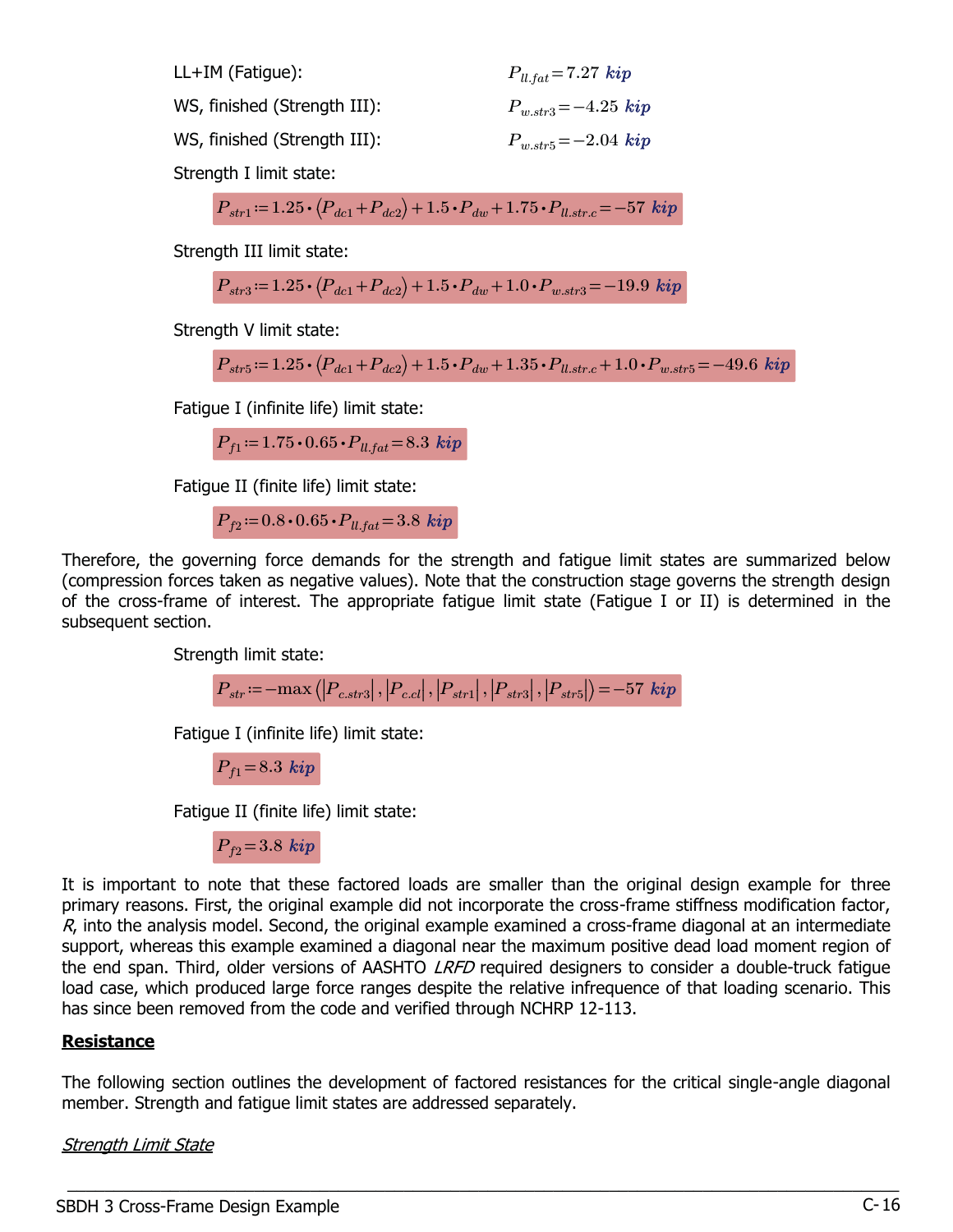LL+IM (Fatigue): $P_{ll.fat} = 7.27\ kip$

WS, finished (Strength III): $P_{w.str3} = -4.25\ kip$

WS, finished (Strength III): $P_{w.str5} = -2.04\ kip$

Strength I limit state:

$$P_{str1} := 1.25 \cdot (P_{dc1} + P_{dc2}) + 1.5 \cdot P_{dw} + 1.75 \cdot P_{ll.str.c} = -57\ kip$$

Strength III limit state:

$$P_{str3} := 1.25 \cdot (P_{dc1} + P_{dc2}) + 1.5 \cdot P_{dw} + 1.0 \cdot P_{w.str3} = -19.9\ kip$$

Strength V limit state:

$$P_{str5} := 1.25 \cdot (P_{dc1} + P_{dc2}) + 1.5 \cdot P_{dw} + 1.35 \cdot P_{ll.str.c} + 1.0 \cdot P_{w.str5} = -49.6\ kip$$

Fatigue I (infinite life) limit state:

$$P_{f1} := 1.75 \cdot 0.65 \cdot P_{ll.fat} = 8.3\ kip$$

Fatigue II (finite life) limit state:

$$P_{f2} := 0.8 \cdot 0.65 \cdot P_{ll.fat} = 3.8\ kip$$

Therefore, the governing force demands for the strength and fatigue limit states are summarized below (compression forces taken as negative values). Note that the construction stage governs the strength design of the cross-frame of interest. The appropriate fatigue limit state (Fatigue I or II) is determined in the subsequent section.

Strength limit state:

$$P_{str} := -\max\left(\left|P_{c.str3}\right|, \left|P_{c.cl}\right|, \left|P_{str1}\right|, \left|P_{str3}\right|, \left|P_{str5}\right|\right) = -57\ kip$$

Fatigue I (infinite life) limit state:

$$P_{f1} = 8.3\ kip$$

Fatigue II (finite life) limit state:

$$P_{f2} = 3.8\ kip$$

It is important to note that these factored loads are smaller than the original design example for three primary reasons. First, the original example did not incorporate the cross-frame stiffness modification factor, *R*, into the analysis model. Second, the original example examined a cross-frame diagonal at an intermediate support, whereas this example examined a diagonal near the maximum positive dead load moment region of the end span. Third, older versions of AASHTO *LRFD* required designers to consider a double-truck fatigue load case, which produced large force ranges despite the relative infrequence of that loading scenario. This has since been removed from the code and verified through NCHRP 12-113.

## Resistance

The following section outlines the development of factored resistances for the critical single-angle diagonal member. Strength and fatigue limit states are addressed separately.

### *Strength Limit State*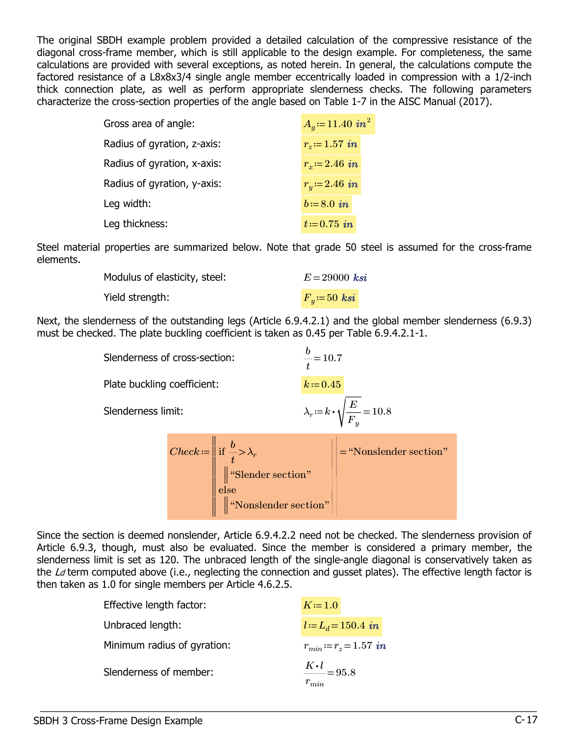The original SBDH example problem provided a detailed calculation of the compressive resistance of the diagonal cross-frame member, which is still applicable to the design example. For completeness, the same calculations are provided with several exceptions, as noted herein. In general, the calculations compute the factored resistance of a L8x8x3/4 single angle member eccentrically loaded in compression with a 1/2-inch thick connection plate, as well as perform appropriate slenderness checks. The following parameters characterize the cross-section properties of the angle based on Table 1-7 in the AISC Manual (2017).

| | |
|---|---|
| Gross area of angle: | $A_g := 11.40\ in^2$ |
| Radius of gyration, z-axis: | $r_z := 1.57\ in$ |
| Radius of gyration, x-axis: | $r_x := 2.46\ in$ |
| Radius of gyration, y-axis: | $r_y := 2.46\ in$ |
| Leg width: | $b := 8.0\ in$ |
| Leg thickness: | $t := 0.75\ in$ |

Steel material properties are summarized below. Note that grade 50 steel is assumed for the cross-frame elements.

| | |
|---|---|
| Modulus of elasticity, steel: | $E = 29000\ ksi$ |
| Yield strength: | $F_y := 50\ ksi$ |

Next, the slenderness of the outstanding legs (Article 6.9.4.2.1) and the global member slenderness (6.9.3) must be checked. The plate buckling coefficient is taken as 0.45 per Table 6.9.4.2.1-1.

| | |
|---|---|
| Slenderness of cross-section: | $\dfrac{b}{t} = 10.7$ |
| Plate buckling coefficient: | $k := 0.45$ |
| Slenderness limit: | $\lambda_r := k \cdot \sqrt{\dfrac{E}{F_y}} = 10.8$ |

```
Check := if b/t > λr
             "Slender section"
         else
             "Nonslender section"
       = "Nonslender section"
```

Since the section is deemed nonslender, Article 6.9.4.2.2 need not be checked. The slenderness provision of Article 6.9.3, though, must also be evaluated. Since the member is considered a primary member, the slenderness limit is set as 120. The unbraced length of the single-angle diagonal is conservatively taken as the $L_d$ term computed above (i.e., neglecting the connection and gusset plates). The effective length factor is then taken as 1.0 for single members per Article 4.6.2.5.

| | |
|---|---|
| Effective length factor: | $K := 1.0$ |
| Unbraced length: | $l := L_d = 150.4\ in$ |
| Minimum radius of gyration: | $r_{min} := r_z = 1.57\ in$ |
| Slenderness of member: | $\dfrac{K \cdot l}{r_{min}} = 95.8$ |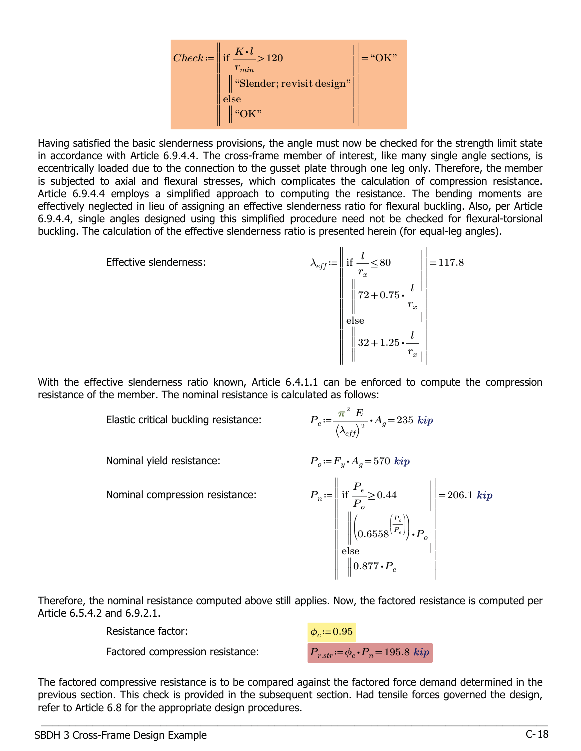$$Check := \begin{cases} \text{if } \dfrac{K \cdot l}{r_{min}} > 120 \\ \quad \text{"Slender; revisit design"} \\ \text{else} \\ \quad \text{"OK"} \end{cases} = \text{"OK"}$$

Having satisfied the basic slenderness provisions, the angle must now be checked for the strength limit state in accordance with Article 6.9.4.4. The cross-frame member of interest, like many single angle sections, is eccentrically loaded due to the connection to the gusset plate through one leg only. Therefore, the member is subjected to axial and flexural stresses, which complicates the calculation of compression resistance. Article 6.9.4.4 employs a simplified approach to computing the resistance. The bending moments are effectively neglected in lieu of assigning an effective slenderness ratio for flexural buckling. Also, per Article 6.9.4.4, single angles designed using this simplified procedure need not be checked for flexural-torsional buckling. The calculation of the effective slenderness ratio is presented herein (for equal-leg angles).

Effective slenderness:

$$\lambda_{eff} := \begin{cases} \text{if } \dfrac{l}{r_x} \le 80 \\ \quad 72 + 0.75 \cdot \dfrac{l}{r_x} \\ \text{else} \\ \quad 32 + 1.25 \cdot \dfrac{l}{r_x} \end{cases} = 117.8$$

With the effective slenderness ratio known, Article 6.4.1.1 can be enforced to compute the compression resistance of the member. The nominal resistance is calculated as follows:

Elastic critical buckling resistance:

$$P_e := \frac{\pi^2 E}{\left(\lambda_{eff}\right)^2} \cdot A_g = 235 \ kip$$

Nominal yield resistance:

$$P_o := F_y \cdot A_g = 570 \ kip$$

Nominal compression resistance:

$$P_n := \begin{cases} \text{if } \dfrac{P_e}{P_o} \ge 0.44 \\ \quad \left(0.6558^{\left(\frac{P_o}{P_e}\right)}\right) \cdot P_o \\ \text{else} \\ \quad 0.877 \cdot P_e \end{cases} = 206.1 \ kip$$

Therefore, the nominal resistance computed above still applies. Now, the factored resistance is computed per Article 6.5.4.2 and 6.9.2.1.

Resistance factor: $\phi_c := 0.95$

Factored compression resistance: $P_{r.str} := \phi_c \cdot P_n = 195.8 \ kip$

The factored compressive resistance is to be compared against the factored force demand determined in the previous section. This check is provided in the subsequent section. Had tensile forces governed the design, refer to Article 6.8 for the appropriate design procedures.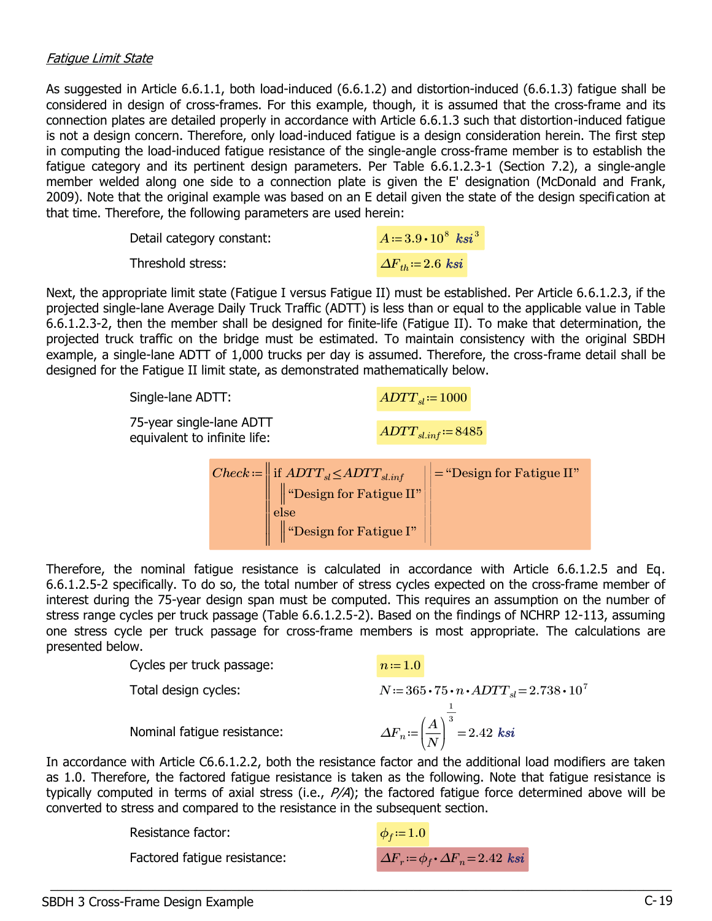*Fatigue Limit State*

As suggested in Article 6.6.1.1, both load-induced (6.6.1.2) and distortion-induced (6.6.1.3) fatigue shall be considered in design of cross-frames. For this example, though, it is assumed that the cross-frame and its connection plates are detailed properly in accordance with Article 6.6.1.3 such that distortion-induced fatigue is not a design concern. Therefore, only load-induced fatigue is a design consideration herein. The first step in computing the load-induced fatigue resistance of the single-angle cross-frame member is to establish the fatigue category and its pertinent design parameters. Per Table 6.6.1.2.3-1 (Section 7.2), a single-angle member welded along one side to a connection plate is given the E' designation (McDonald and Frank, 2009). Note that the original example was based on an E detail given the state of the design specification at that time. Therefore, the following parameters are used herein:

Detail category constant: $A := 3.9 \cdot 10^{8}\ ksi^{3}$

Threshold stress: $\Delta F_{th} := 2.6\ ksi$

Next, the appropriate limit state (Fatigue I versus Fatigue II) must be established. Per Article 6.6.1.2.3, if the projected single-lane Average Daily Truck Traffic (ADTT) is less than or equal to the applicable value in Table 6.6.1.2.3-2, then the member shall be designed for finite-life (Fatigue II). To make that determination, the projected truck traffic on the bridge must be estimated. To maintain consistency with the original SBDH example, a single-lane ADTT of 1,000 trucks per day is assumed. Therefore, the cross-frame detail shall be designed for the Fatigue II limit state, as demonstrated mathematically below.

Single-lane ADTT: $ADTT_{sl} := 1000$

75-year single-lane ADTT equivalent to infinite life: $ADTT_{sl.inf} := 8485$

```
Check := | if ADTT_sl ≤ ADTT_sl.inf
         |    | "Design for Fatigue II"
         | else
         |    | "Design for Fatigue I"
= "Design for Fatigue II"
```

Therefore, the nominal fatigue resistance is calculated in accordance with Article 6.6.1.2.5 and Eq. 6.6.1.2.5-2 specifically. To do so, the total number of stress cycles expected on the cross-frame member of interest during the 75-year design span must be computed. This requires an assumption on the number of stress range cycles per truck passage (Table 6.6.1.2.5-2). Based on the findings of NCHRP 12-113, assuming one stress cycle per truck passage for cross-frame members is most appropriate. The calculations are presented below.

Cycles per truck passage: $n := 1.0$

Total design cycles: $N := 365 \cdot 75 \cdot n \cdot ADTT_{sl} = 2.738 \cdot 10^{7}$

Nominal fatigue resistance: $\Delta F_n := \left(\dfrac{A}{N}\right)^{\frac{1}{3}} = 2.42\ ksi$

In accordance with Article C6.6.1.2.2, both the resistance factor and the additional load modifiers are taken as 1.0. Therefore, the factored fatigue resistance is taken as the following. Note that fatigue resistance is typically computed in terms of axial stress (i.e., *P/A*); the factored fatigue force determined above will be converted to stress and compared to the resistance in the subsequent section.

Resistance factor: $\phi_f := 1.0$

Factored fatigue resistance: $\Delta F_r := \phi_f \cdot \Delta F_n = 2.42\ ksi$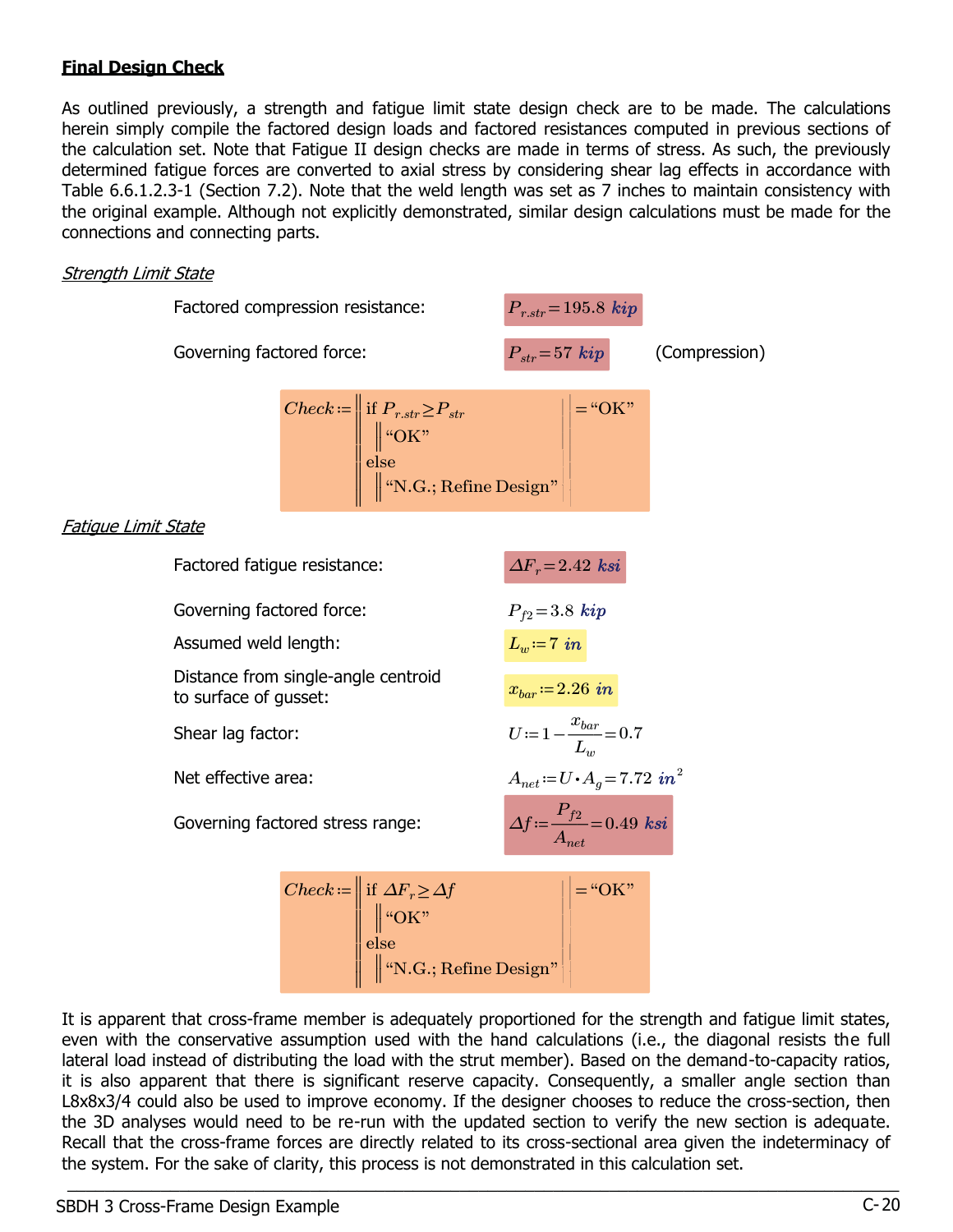## Final Design Check

As outlined previously, a strength and fatigue limit state design check are to be made. The calculations herein simply compile the factored design loads and factored resistances computed in previous sections of the calculation set. Note that Fatigue II design checks are made in terms of stress. As such, the previously determined fatigue forces are converted to axial stress by considering shear lag effects in accordance with Table 6.6.1.2.3-1 (Section 7.2). Note that the weld length was set as 7 inches to maintain consistency with the original example. Although not explicitly demonstrated, similar design calculations must be made for the connections and connecting parts.

*Strength Limit State*

Factored compression resistance: $P_{r.str} = 195.8\ kip$

Governing factored force: $P_{str} = 57\ kip$ (Compression)

```
Check := if P_r.str ≥ P_str
           "OK"
         else
           "N.G.; Refine Design"      = "OK"
```

*Fatigue Limit State*

Factored fatigue resistance: $\Delta F_r = 2.42\ ksi$

Governing factored force: $P_{f2} = 3.8\ kip$

Assumed weld length: $L_w := 7\ in$

Distance from single-angle centroid to surface of gusset: $x_{bar} := 2.26\ in$

Shear lag factor: $U := 1 - \dfrac{x_{bar}}{L_w} = 0.7$

Net effective area: $A_{net} := U \cdot A_g = 7.72\ in^2$

Governing factored stress range: $\Delta f := \dfrac{P_{f2}}{A_{net}} = 0.49\ ksi$

```
Check := if ΔF_r ≥ Δf
           "OK"
         else
           "N.G.; Refine Design"      = "OK"
```

It is apparent that cross-frame member is adequately proportioned for the strength and fatigue limit states, even with the conservative assumption used with the hand calculations (i.e., the diagonal resists the full lateral load instead of distributing the load with the strut member). Based on the demand-to-capacity ratios, it is also apparent that there is significant reserve capacity. Consequently, a smaller angle section than L8x8x3/4 could also be used to improve economy. If the designer chooses to reduce the cross-section, then the 3D analyses would need to be re-run with the updated section to verify the new section is adequate. Recall that the cross-frame forces are directly related to its cross-sectional area given the indeterminacy of the system. For the sake of clarity, this process is not demonstrated in this calculation set.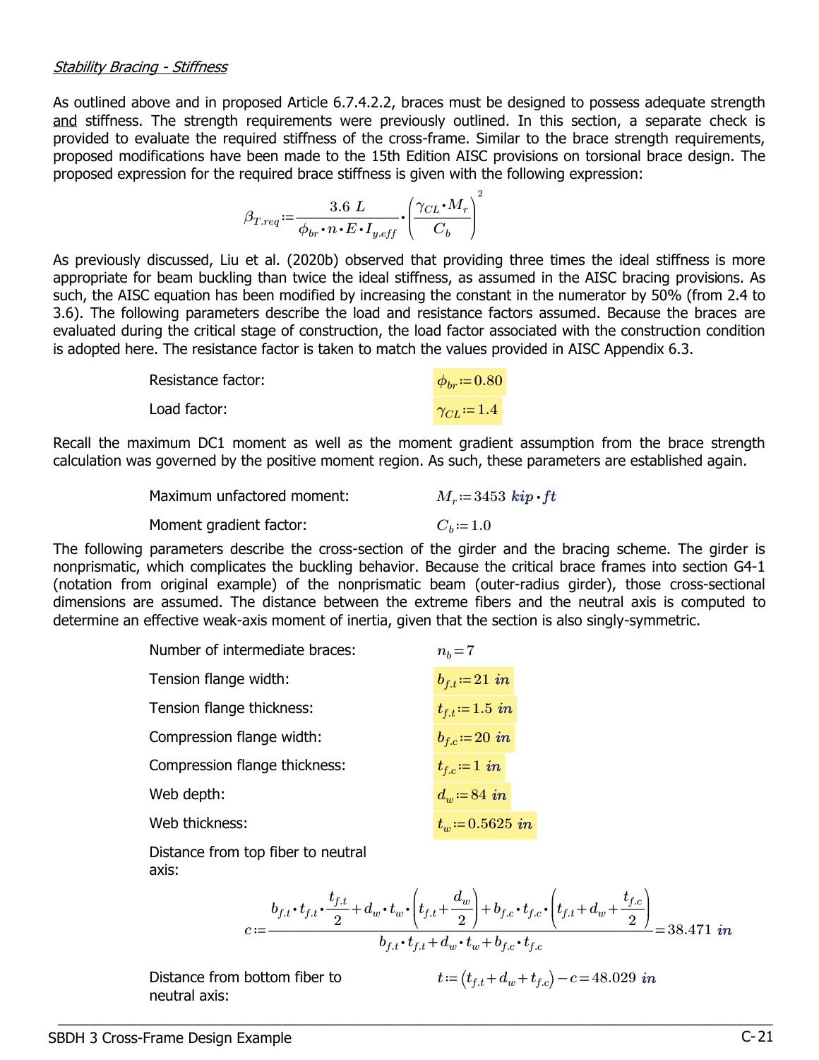*Stability Bracing - Stiffness*

As outlined above and in proposed Article 6.7.4.2.2, braces must be designed to possess adequate strength and stiffness. The strength requirements were previously outlined. In this section, a separate check is provided to evaluate the required stiffness of the cross-frame. Similar to the brace strength requirements, proposed modifications have been made to the 15th Edition AISC provisions on torsional brace design. The proposed expression for the required brace stiffness is given with the following expression:

$$\beta_{T.req} := \frac{3.6\ L}{\phi_{br} \cdot n \cdot E \cdot I_{y.eff}} \cdot \left( \frac{\gamma_{CL} \cdot M_r}{C_b} \right)^2$$

As previously discussed, Liu et al. (2020b) observed that providing three times the ideal stiffness is more appropriate for beam buckling than twice the ideal stiffness, as assumed in the AISC bracing provisions. As such, the AISC equation has been modified by increasing the constant in the numerator by 50% (from 2.4 to 3.6). The following parameters describe the load and resistance factors assumed. Because the braces are evaluated during the critical stage of construction, the load factor associated with the construction condition is adopted here. The resistance factor is taken to match the values provided in AISC Appendix 6.3.

Resistance factor: $\phi_{br} := 0.80$

Load factor: $\gamma_{CL} := 1.4$

Recall the maximum DC1 moment as well as the moment gradient assumption from the brace strength calculation was governed by the positive moment region. As such, these parameters are established again.

Maximum unfactored moment: $M_r := 3453\ kip \cdot ft$

Moment gradient factor: $C_b := 1.0$

The following parameters describe the cross-section of the girder and the bracing scheme. The girder is nonprismatic, which complicates the buckling behavior. Because the critical brace frames into section G4-1 (notation from original example) of the nonprismatic beam (outer-radius girder), those cross-sectional dimensions are assumed. The distance between the extreme fibers and the neutral axis is computed to determine an effective weak-axis moment of inertia, given that the section is also singly-symmetric.

Number of intermediate braces: $n_b = 7$

Tension flange width: $b_{f.t} := 21\ in$

Tension flange thickness: $t_{f.t} := 1.5\ in$

Compression flange width: $b_{f.c} := 20\ in$

Compression flange thickness: $t_{f.c} := 1\ in$

Web depth: $d_w := 84\ in$

Web thickness: $t_w := 0.5625\ in$

Distance from top fiber to neutral axis:

$$c := \frac{b_{f.t} \cdot t_{f.t} \cdot \frac{t_{f.t}}{2} + d_w \cdot t_w \cdot \left( t_{f.t} + \frac{d_w}{2} \right) + b_{f.c} \cdot t_{f.c} \cdot \left( t_{f.t} + d_w + \frac{t_{f.c}}{2} \right)}{b_{f.t} \cdot t_{f.t} + d_w \cdot t_w + b_{f.c} \cdot t_{f.c}} = 38.471\ in$$

Distance from bottom fiber to neutral axis:

$$t := \left( t_{f.t} + d_w + t_{f.c} \right) - c = 48.029\ in$$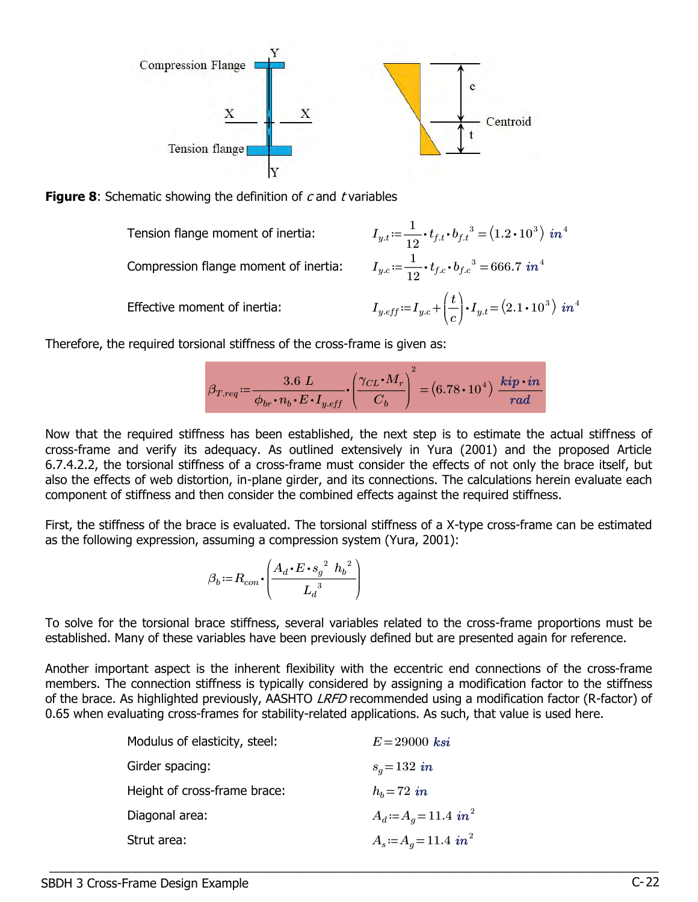**Figure 8**: Schematic showing the definition of $c$ and $t$ variables

Tension flange moment of inertia: $I_{y.t} := \frac{1}{12} \cdot t_{f.t} \cdot b_{f.t}^{3} = (1.2 \cdot 10^{3})\ in^{4}$

Compression flange moment of inertia: $I_{y.c} := \frac{1}{12} \cdot t_{f.c} \cdot b_{f.c}^{3} = 666.7\ in^{4}$

Effective moment of inertia: $I_{y.eff} := I_{y.c} + \left(\frac{t}{c}\right) \cdot I_{y.t} = (2.1 \cdot 10^{3})\ in^{4}$

Therefore, the required torsional stiffness of the cross-frame is given as:

$$\beta_{T.req} := \frac{3.6\ L}{\phi_{br} \cdot n_b \cdot E \cdot I_{y.eff}} \cdot \left(\frac{\gamma_{CL} \cdot M_r}{C_b}\right)^{2} = (6.78 \cdot 10^{4})\ \frac{kip \cdot in}{rad}$$

Now that the required stiffness has been established, the next step is to estimate the actual stiffness of cross-frame and verify its adequacy. As outlined extensively in Yura (2001) and the proposed Article 6.7.4.2.2, the torsional stiffness of a cross-frame must consider the effects of not only the brace itself, but also the effects of web distortion, in-plane girder, and its connections. The calculations herein evaluate each component of stiffness and then consider the combined effects against the required stiffness.

First, the stiffness of the brace is evaluated. The torsional stiffness of a X-type cross-frame can be estimated as the following expression, assuming a compression system (Yura, 2001):

$$\beta_b := R_{con} \cdot \left(\frac{A_d \cdot E \cdot s_g^{2}\ h_b^{2}}{L_d^{3}}\right)$$

To solve for the torsional brace stiffness, several variables related to the cross-frame proportions must be established. Many of these variables have been previously defined but are presented again for reference.

Another important aspect is the inherent flexibility with the eccentric end connections of the cross-frame members. The connection stiffness is typically considered by assigning a modification factor to the stiffness of the brace. As highlighted previously, AASHTO *LRFD* recommended using a modification factor (R-factor) of 0.65 when evaluating cross-frames for stability-related applications. As such, that value is used here.

Modulus of elasticity, steel: $E = 29000\ ksi$

Girder spacing: $s_g = 132\ in$

Height of cross-frame brace: $h_b = 72\ in$

Diagonal area: $A_d := A_g = 11.4\ in^{2}$

Strut area: $A_s := A_g = 11.4\ in^{2}$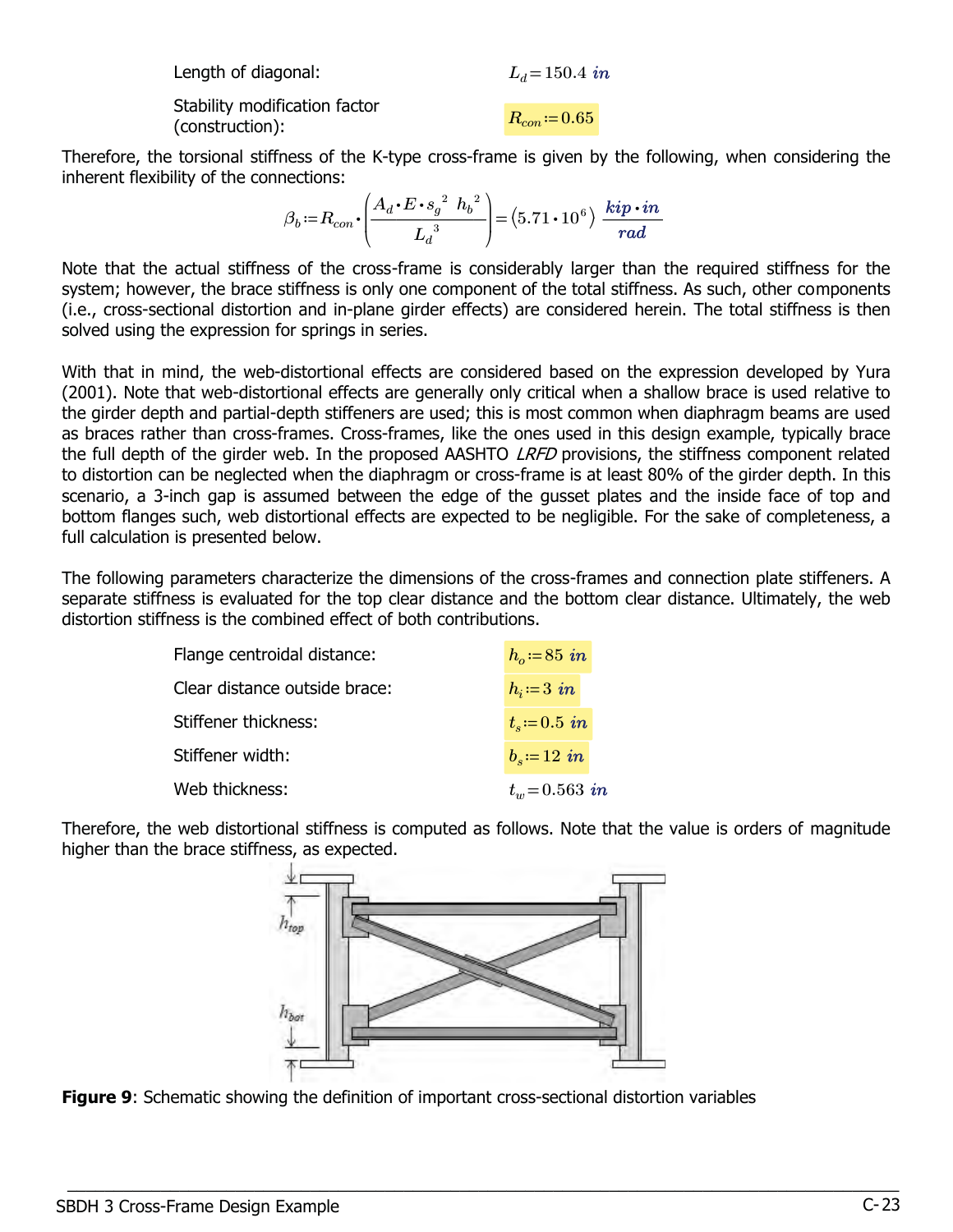Length of diagonal: $L_d = 150.4\ in$

Stability modification factor (construction): $R_{con} := 0.65$

Therefore, the torsional stiffness of the K-type cross-frame is given by the following, when considering the inherent flexibility of the connections:

$$\beta_b := R_{con} \cdot \left( \frac{A_d \cdot E \cdot s_g^{\ 2}\ \ h_b^{\ 2}}{L_d^{\ 3}} \right) = \left( 5.71 \cdot 10^6 \right) \frac{kip \cdot in}{rad}$$

Note that the actual stiffness of the cross-frame is considerably larger than the required stiffness for the system; however, the brace stiffness is only one component of the total stiffness. As such, other components (i.e., cross-sectional distortion and in-plane girder effects) are considered herein. The total stiffness is then solved using the expression for springs in series.

With that in mind, the web-distortional effects are considered based on the expression developed by Yura (2001). Note that web-distortional effects are generally only critical when a shallow brace is used relative to the girder depth and partial-depth stiffeners are used; this is most common when diaphragm beams are used as braces rather than cross-frames. Cross-frames, like the ones used in this design example, typically brace the full depth of the girder web. In the proposed AASHTO *LRFD* provisions, the stiffness component related to distortion can be neglected when the diaphragm or cross-frame is at least 80% of the girder depth. In this scenario, a 3-inch gap is assumed between the edge of the gusset plates and the inside face of top and bottom flanges such, web distortional effects are expected to be negligible. For the sake of completeness, a full calculation is presented below.

The following parameters characterize the dimensions of the cross-frames and connection plate stiffeners. A separate stiffness is evaluated for the top clear distance and the bottom clear distance. Ultimately, the web distortion stiffness is the combined effect of both contributions.

Flange centroidal distance: $h_o := 85\ in$

Clear distance outside brace: $h_i := 3\ in$

Stiffener thickness: $t_s := 0.5\ in$

Stiffener width: $b_s := 12\ in$

Web thickness: $t_w = 0.563\ in$

Therefore, the web distortional stiffness is computed as follows. Note that the value is orders of magnitude higher than the brace stiffness, as expected.

**Figure 9**: Schematic showing the definition of important cross-sectional distortion variables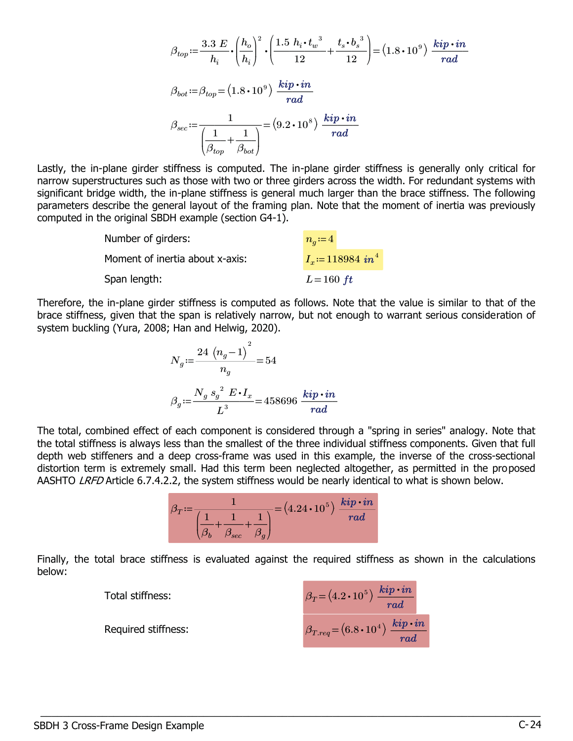$$\beta_{top} := \frac{3.3\ E}{h_i} \cdot \left(\frac{h_o}{h_i}\right)^2 \cdot \left(\frac{1.5\ h_i \cdot t_w^{\ 3}}{12} + \frac{t_s \cdot b_s^{\ 3}}{12}\right) = \left(1.8 \cdot 10^9\right)\ \frac{kip \cdot in}{rad}$$

$$\beta_{bot} := \beta_{top} = \left(1.8 \cdot 10^9\right)\ \frac{kip \cdot in}{rad}$$

$$\beta_{sec} := \frac{1}{\left(\frac{1}{\beta_{top}} + \frac{1}{\beta_{bot}}\right)} = \left(9.2 \cdot 10^8\right)\ \frac{kip \cdot in}{rad}$$

Lastly, the in-plane girder stiffness is computed. The in-plane girder stiffness is generally only critical for narrow superstructures such as those with two or three girders across the width. For redundant systems with significant bridge width, the in-plane stiffness is general much larger than the brace stiffness. The following parameters describe the general layout of the framing plan. Note that the moment of inertia was previously computed in the original SBDH example (section G4-1).

| | |
|---|---|
| Number of girders: | $n_g := 4$ |
| Moment of inertia about x-axis: | $I_x := 118984\ in^4$ |
| Span length: | $L = 160\ ft$ |

Therefore, the in-plane girder stiffness is computed as follows. Note that the value is similar to that of the brace stiffness, given that the span is relatively narrow, but not enough to warrant serious consideration of system buckling (Yura, 2008; Han and Helwig, 2020).

$$N_g := \frac{24\ \left(n_g - 1\right)^2}{n_g} = 54$$

$$\beta_g := \frac{N_g\ s_g^{\ 2}\ E \cdot I_x}{L^3} = 458696\ \frac{kip \cdot in}{rad}$$

The total, combined effect of each component is considered through a "spring in series" analogy. Note that the total stiffness is always less than the smallest of the three individual stiffness components. Given that full depth web stiffeners and a deep cross-frame was used in this example, the inverse of the cross-sectional distortion term is extremely small. Had this term been neglected altogether, as permitted in the proposed AASHTO *LRFD* Article 6.7.4.2.2, the system stiffness would be nearly identical to what is shown below.

$$\beta_T := \frac{1}{\left(\frac{1}{\beta_b} + \frac{1}{\beta_{sec}} + \frac{1}{\beta_g}\right)} = \left(4.24 \cdot 10^5\right)\ \frac{kip \cdot in}{rad}$$

Finally, the total brace stiffness is evaluated against the required stiffness as shown in the calculations below:

| | |
|---|---|
| Total stiffness: | $\beta_T = \left(4.2 \cdot 10^5\right)\ \frac{kip \cdot in}{rad}$ |
| Required stiffness: | $\beta_{T.req} = \left(6.8 \cdot 10^4\right)\ \frac{kip \cdot in}{rad}$ |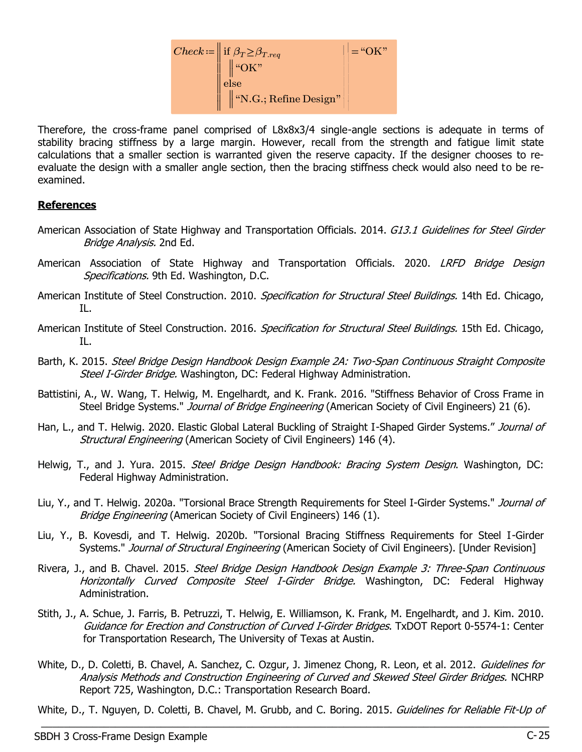$$Check := \left\| \begin{array}{l} \text{if } \beta_T \geq \beta_{T.req} \\ \quad \left\| \text{"OK"} \right. \\ \text{else} \\ \quad \left\| \text{"N.G.; Refine Design"} \right. \end{array} \right. = \text{"OK"}$$

Therefore, the cross-frame panel comprised of L8x8x3/4 single-angle sections is adequate in terms of stability bracing stiffness by a large margin. However, recall from the strength and fatigue limit state calculations that a smaller section is warranted given the reserve capacity. If the designer chooses to re-evaluate the design with a smaller angle section, then the bracing stiffness check would also need to be re-examined.

**References**

American Association of State Highway and Transportation Officials. 2014. *G13.1 Guidelines for Steel Girder Bridge Analysis.* 2nd Ed.

American Association of State Highway and Transportation Officials. 2020. *LRFD Bridge Design Specifications.* 9th Ed. Washington, D.C.

American Institute of Steel Construction. 2010. *Specification for Structural Steel Buildings.* 14th Ed. Chicago, IL.

American Institute of Steel Construction. 2016. *Specification for Structural Steel Buildings.* 15th Ed. Chicago, IL.

Barth, K. 2015. *Steel Bridge Design Handbook Design Example 2A: Two-Span Continuous Straight Composite Steel I-Girder Bridge.* Washington, DC: Federal Highway Administration.

Battistini, A., W. Wang, T. Helwig, M. Engelhardt, and K. Frank. 2016. "Stiffness Behavior of Cross Frame in Steel Bridge Systems." *Journal of Bridge Engineering* (American Society of Civil Engineers) 21 (6).

Han, L., and T. Helwig. 2020. Elastic Global Lateral Buckling of Straight I-Shaped Girder Systems." *Journal of Structural Engineering* (American Society of Civil Engineers) 146 (4).

Helwig, T., and J. Yura. 2015. *Steel Bridge Design Handbook: Bracing System Design*. Washington, DC: Federal Highway Administration.

Liu, Y., and T. Helwig. 2020a. "Torsional Brace Strength Requirements for Steel I-Girder Systems." *Journal of Bridge Engineering* (American Society of Civil Engineers) 146 (1).

Liu, Y., B. Kovesdi, and T. Helwig. 2020b. "Torsional Bracing Stiffness Requirements for Steel I-Girder Systems." *Journal of Structural Engineering* (American Society of Civil Engineers). [Under Revision]

Rivera, J., and B. Chavel. 2015. *Steel Bridge Design Handbook Design Example 3: Three-Span Continuous Horizontally Curved Composite Steel I-Girder Bridge.* Washington, DC: Federal Highway Administration.

Stith, J., A. Schue, J. Farris, B. Petruzzi, T. Helwig, E. Williamson, K. Frank, M. Engelhardt, and J. Kim. 2010. *Guidance for Erection and Construction of Curved I-Girder Bridges*. TxDOT Report 0-5574-1: Center for Transportation Research, The University of Texas at Austin.

White, D., D. Coletti, B. Chavel, A. Sanchez, C. Ozgur, J. Jimenez Chong, R. Leon, et al. 2012. *Guidelines for Analysis Methods and Construction Engineering of Curved and Skewed Steel Girder Bridges.* NCHRP Report 725, Washington, D.C.: Transportation Research Board.

White, D., T. Nguyen, D. Coletti, B. Chavel, M. Grubb, and C. Boring. 2015. *Guidelines for Reliable Fit-Up of*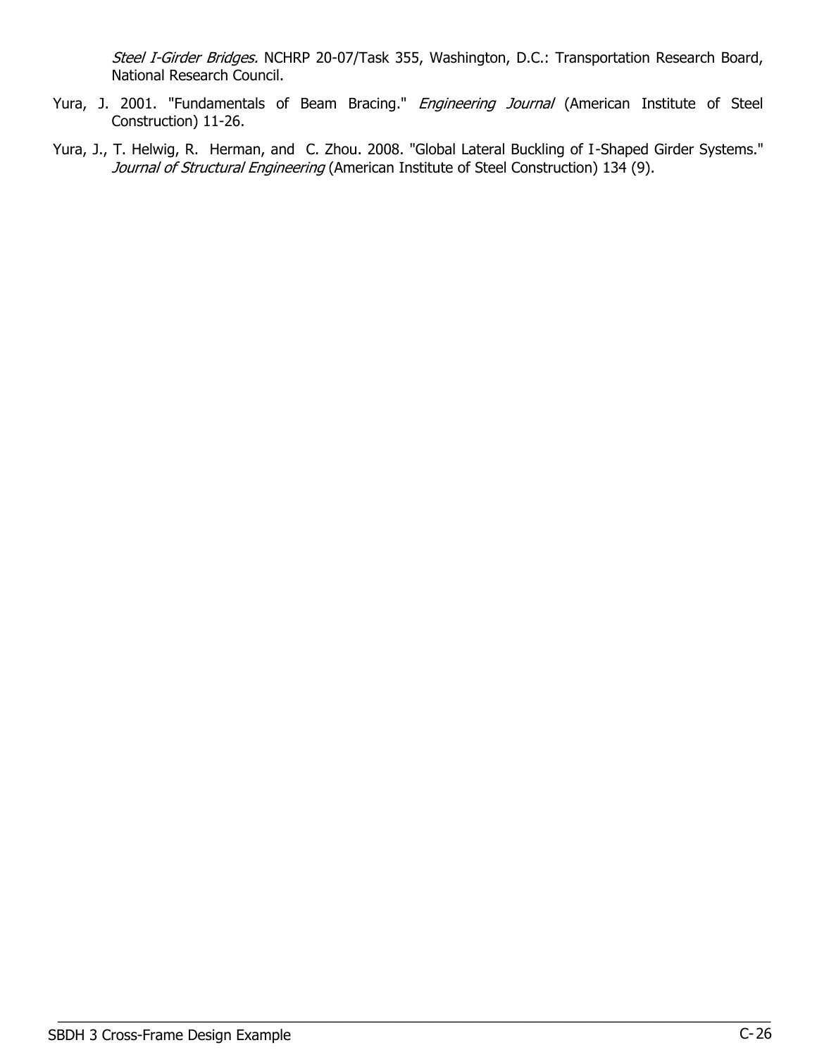*Steel I-Girder Bridges.* NCHRP 20-07/Task 355, Washington, D.C.: Transportation Research Board, National Research Council.

Yura, J. 2001. "Fundamentals of Beam Bracing." *Engineering Journal* (American Institute of Steel Construction) 11-26.

Yura, J., T. Helwig, R. Herman, and C. Zhou. 2008. "Global Lateral Buckling of I-Shaped Girder Systems." *Journal of Structural Engineering* (American Institute of Steel Construction) 134 (9).